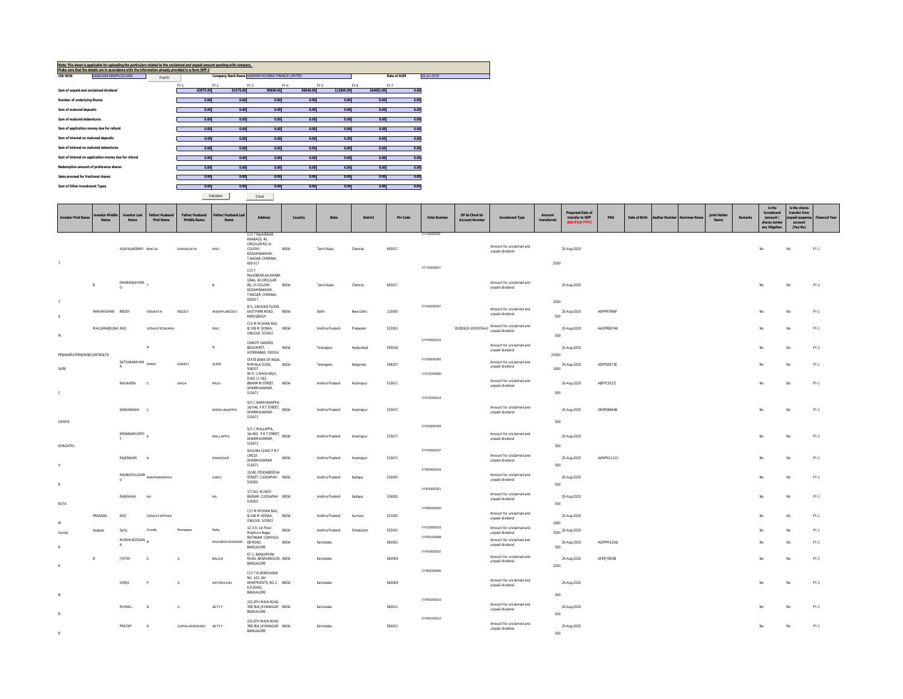Note: This sheet is applicable for uploading the particulars related to the unclaimed and unpaid amount pending with company.
Make sure that the details are in accordance with the information already provided in e-form IEPF-2

| CIN/BCIN | U66010KA1990PLC011409 | Prefill | | Company/Bank Name | AADHAR HOUSING FINANCE LIMITED | | | Date of AGM | 30-Jul-2019 |
|---|---|---|---|---|---|---|---|---|---|

| | FY-1 | FY-2 | FY-3 | FY-4 | FY-5 | FY-6 | FY-7 |
|---|---|---|---|---|---|---|---|
| Sum of unpaid and unclaimed dividend | 62075.00 | 81575.00 | 90690.00 | 86640.00 | 112805.00 | 164661.00 | 0.00 |
| Number of underlying Shares | 0.00 | 0.00 | 0.00 | 0.00 | 0.00 | 0.00 | 0.00 |
| Sum of matured deposits | 0.00 | 0.00 | 0.00 | 0.00 | 0.00 | 0.00 | 0.00 |
| Sum of matured debentures | 0.00 | 0.00 | 0.00 | 0.00 | 0.00 | 0.00 | 0.00 |
| Sum of application money due for refund | 0.00 | 0.00 | 0.00 | 0.00 | 0.00 | 0.00 | 0.00 |
| Sum of interest on matured deposits | 0.00 | 0.00 | 0.00 | 0.00 | 0.00 | 0.00 | 0.00 |
| Sum of interest on matured debentures | 0.00 | 0.00 | 0.00 | 0.00 | 0.00 | 0.00 | 0.00 |
| Sum of interest on application money due for refund | 0.00 | 0.00 | 0.00 | 0.00 | 0.00 | 0.00 | 0.00 |
| Redemption amount of preference shares | 0.00 | 0.00 | 0.00 | 0.00 | 0.00 | 0.00 | 0.00 |
| Sales proceed for fractional shares | 0.00 | 0.00 | 0.00 | 0.00 | 0.00 | 0.00 | 0.00 |
| Sum of Other Investment Types | 0.00 | 0.00 | 0.00 | 0.00 | 0.00 | 0.00 | 0.00 |

Validate Clear

| Investor First Name | Investor Middle Name | Investor Last Name | Father/Husband First Name | Father/Husband Middle Name | Father/Husband Last Name | Address | Country | State | District | Pin Code | Folio Number | DP Id-Client Id-Account Number | Investment Type | Amount transferred | Proposed Date of transfer to IEPF (DD-MON-YYYY) | PAN | Date of Birth | Aadhar Number | Nominee Name | Joint Holder Name | Remarks | Is the Investment (amount / shares )under any litigation. | Is the shares transfer from unpaid suspense account (Yes/No) | Financial Year |
|---|---|---|---|---|---|---|---|---|---|---|---|---|---|---|---|---|---|---|---|---|---|---|---|---|
| T | | VIJAYALAKSHMI | BHOJA | DHANAJAYA | RAO | C/O T RAJASEKAR, KHABAGS, 40, CIRCULAR RD,UI-COLONY, KODAMBAKKAM, T.NAGAR, CHENNAI, 600 017 | INDIA | Tamil Nadu | Chennai | 600017 | VYJ0000003 | | Amount for unclaimed and unpaid dividend | 2500 | 20-Aug-2020 | | | | | | | No | No | FY-1 |
| T | B | DHANANJAYARA O | T | | B | C/O T RAJASEKAR,AA;KHABA GSAA, 40,CIRCULAR RD, UI-COLONY, KODAMBAKKAM, T.NAGAR, CHENNAI-600017 | INDIA | Tamil Nadu | Chennai | 600017 | VYT0000007 | | Amount for unclaimed and unpaid dividend | 2500 | 20-Aug-2020 | | | | | | | No | No | FY-1 |
| A | RAMAMOHAN | REDDY | VENKATA | REDDY | ANNAPUREDDY | 871, GROUND FLOOR, EAST PARK ROAD, KAROLBAGH | INDIA | Delhi | New Delhi | 110005 | VYA0000007 | | Amount for unclaimed and unpaid dividend | 500 | 20-Aug-2020 | AAPPR7996F | | | | | | No | No | FY-1 |
| M | MALLIKHARJUNA | RAO | VENKATESWARA | | RAO | C/O M MOHAN RAO, 8/108 M DONKA, ONGOLE- 523002 | INDIA | Andhra Pradesh | Prakasam | 523002 | | IN300610-20030764-0 | Amount for unclaimed and unpaid dividend | 500 | 20-Aug-2020 | AAOPR8074K | | | | | | No | No | FY-1 |
| PENNARPATERSONSECURITIESLTD | | | N | | N | CHIKOTI GARDEN, BEGUMPET, HYDERABAD- 500016 | INDIA | Telangana | Hyderabad | 500016 | VYP0000024 | | Amount for unclaimed and unpaid dividend | 25000 | 20-Aug-2020 | | | | | | | No | No | FY-1 |
| SURE | | SATYANARAYAN A | RAMA | DANDU | SURE | STATE BANK OF INDIA, MIRYALA GUDA, 508207 | INDIA | Telangana | Nalgonda | 508207 | VYS0000065 | | Amount for unclaimed and unpaid dividend | 1000 | 20-Aug-2020 | ADPPS0573E | | | | | | No | No | FY-1 |
| C | | NAGAVENI | C | NAGA | RAJU | W/O. C.NAGA RAJU, D.NO.11-562, BRAHMIN STREET, DHARMAVARAM, 515671 | INDIA | Andhra Pradesh | Anantapur | 515671 | VYC0000006 | | Amount for unclaimed and unpaid dividend | 500 | 20-Aug-2020 | ABFPC5527J | | | | | | No | No | FY-1 |
| CHINTA | | SANKARAIAH | C | | NARAYANAPPA | S/O C NARAYANAPPA, 16/546, P R T STREET, DHARMAVARAM-515671 | INDIA | Andhra Pradesh | Anantapur | 515671 | VYC0000014 | | Amount for unclaimed and unpaid dividend | 500 | 20-Aug-2020 | DNSPS8944B | | | | | | No | No | FY-1 |
| KONGATHI | | KRISHNAMURTH Y | K | | MALLAPPA | S/O C MALLAPPA, 16/469, P R T STREET, DHARMAVARAM, 515671 | INDIA | Andhra Pradesh | Anantapur | 515671 | VYK0000049 | | Amount for unclaimed and unpaid dividend | 500 | 20-Aug-2020 | | | | | | | No | No | FY-1 |
| V | | RAJESWARI | N | | DAMODAR | SUGUNA CLINIC P R T CIRCLE DHARMAVARAM 515671 | INDIA | Andhra Pradesh | Anantapur | 515671 | VYV0000007 | | Amount for unclaimed and unpaid dividend | 500 | 20-Aug-2020 | AANPN1111C | | | | | | No | No | FY-1 |
| B | | ANJINAYULUGAR U | NARASIMHAIAH | | GARU | 15/80, PEDDABESTHA STREET, CUDDAPAH-516001 | INDIA | Andhra Pradesh | Kadapa | 516001 | VYB0000004 | | Amount for unclaimed and unpaid dividend | 500 | 20-Aug-2020 | | | | | | | No | No | FY-1 |
| KOTA | | RANGAIAH | NA | | NA | 17/162, MUNDY BAZAAR CUDDAPAH 516001 | INDIA | Andhra Pradesh | Kadapa | 516001 | VYK0000051 | | Amount for unclaimed and unpaid dividend | 500 | 20-Aug-2020 | | | | | | | No | No | FY-1 |
| M | PRASADA | RAO | VENKATAPPIAH | | | C/O M MOHAN RAO, 8/108 M DONKA, ONGOLE- 523002 | INDIA | Andhra Pradesh | Kurnool | 523002 | VYM0000020 | | Amount for unclaimed and unpaid dividend | 1000 | 20-Aug-2020 | | | | | | | No | No | FY-1 |
| Gunda | Ayappa | Setty | Gunda | Ramappa | Setty | 12-3-9, 1st Floor, Madhura Nagar, | INDIA | Andhra Pradesh | Srikakulam | 532001 | VYG0000015 | | Amount for unclaimed and unpaid dividend | 2500 | 20-Aug-2020 | | | | | | | No | No | FY-1 |
| R | | MADHUSOODAN A | R | | NAGABHUSHANAM | RATHNAM COMPLEX, KB ROAD, BANGALORE | INDIA | Karnataka | | 560001 | VYR0000008 | | Amount for unclaimed and unpaid dividend | 500 | 20-Aug-2020 | AQPPM6154J | | | | | | No | No | FY-1 |
| K | B | JYOTHI | K | S | BALAJI | 67-1, KANKAPURA ROAD, BASAVANGUDI, BANGALORE | INDIA | Karnataka | | 560004 | VYK0000002 | | Amount for unclaimed and unpaid dividend | 2500 | 20-Aug-2020 | AFEPJ7803B | | | | | | No | No | FY-1 |
| N | | GIRIJA | P | S | NATARAJAN | C/O T.N.SRINIVASAN NO. 103, SAI APARTMENTS, NO.2, K.R.ROAD, BANGALORE | INDIA | Karnataka | | 560004 | VYN0000006 | | Amount for unclaimed and unpaid dividend | 500 | 20-Aug-2020 | | | | | | | No | No | FY-1 |
| R | | MURALI | R | G | SETTY | 233,9TH MAIN ROAD 3RD BLK JAYANAGAR BANGALORE | INDIA | Karnataka | | 560011 | VYR0000010 | | Amount for unclaimed and unpaid dividend | 500 | 20-Aug-2020 | | | | | | | No | No | FY-1 |
| R | | PRATAP | R | GOPALAKRISHNA | SETTY | 233,9TH MAIN ROAD 3RD BLK JAYANAGAR BANGALORE | INDIA | Karnataka | | 560011 | VYR0000012 | | Amount for unclaimed and unpaid dividend | 500 | 20-Aug-2020 | | | | | | | No | No | FY-1 |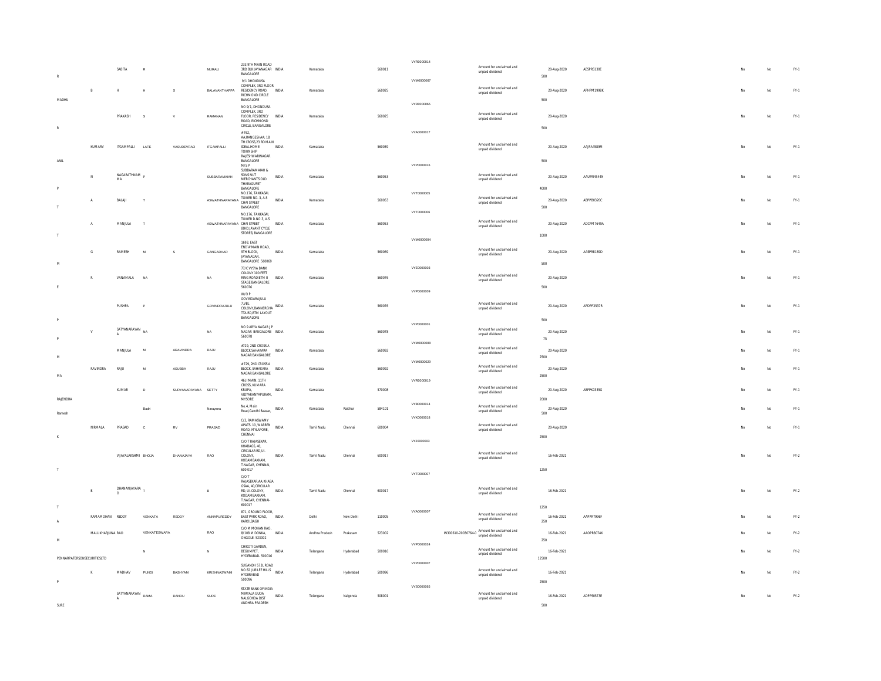| | | | | | | | | | | | | | | | | | | | |
|---|---|---|---|---|---|---|---|---|---|---|---|---|---|---|---|---|---|---|---|
| R | | SABITA | R | | MURALI | 233,9TH MAIN ROAD 3RD BLK JAYANAGAR BANGALORE | INDIA | Karnataka | | 560011 | VYR0000014 | | Amount for unclaimed and unpaid dividend | 500 | 20-Aug-2020 | AESPR5130E | | No | No | FY-1 |
| MADHU | B | H | H | S | BALAVANTHAPPA | 9/1 DHONDUSA COMPLEX, 3RD FLOOR RESIDENCY ROAD, RICHMOND CIRCLE BANGALORE | INDIA | Karnataka | | 560025 | VYM0000067 | | Amount for unclaimed and unpaid dividend | 500 | 20-Aug-2020 | APHPM1998K | | No | No | FY-1 |
| R | | PRAKASH | S | V | RAMANAN | NO 9/1, DHONDUSA COMPLEX, 3RD FLOOR, RESIDENCY ROAD, RICHMOND CIRCLE, BANGALORE | INDIA | Karnataka | | 560025 | VYR0000065 | | Amount for unclaimed and unpaid dividend | 500 | 20-Aug-2020 | | | No | No | FY-1 |
| ANIL | KUMARV | ITGAMPALLI | LATE | VASUDEVRAO | ITGAMPALLI | #762, AA,RANGESHAA; 18 TH CROSS,23 RD MAIN IDEAL HOME TOWNSHIP RAJESHWARINAGAR BANGALORE | INDIA | Karnataka | | 560039 | VYA0000017 | | Amount for unclaimed and unpaid dividend | 500 | 20-Aug-2020 | AAJPA4589M | | No | No | FY-1 |
| P | N | NAGARATHNAM MA | P | | SUBBARAMAIAH | M/S P SUBBARAMAIAH & SONS NUT MERCHANTS OLD THARAGUPET BANGALORE | INDIA | Karnataka | | 560053 | VYP0000016 | | Amount for unclaimed and unpaid dividend | 4000 | 20-Aug-2020 | AAUPN4544N | | No | No | FY-1 |
| T | A | BALAJI | T | | ASWATHNARAYANA | NO.176, TANKASAL TOWER NO. 3, A.S CHAI STREET BANGALORE | INDIA | Karnataka | | 560053 | VYT0000005 | | Amount for unclaimed and unpaid dividend | 500 | 20-Aug-2020 | ABPPB0320C | | No | No | FY-1 |
| T | A | MANJULA | T | | ASWATHNARAYANA | NO.176, TANKASAL TOWER D.NO.3, A.S CHAI STREET (BHD.JAYANT CYCLE STORES) BANGALORE | INDIA | Karnataka | | 560053 | VYT0000006 | | Amount for unclaimed and unpaid dividend | 1000 | 20-Aug-2020 | ADCPM7649A | | No | No | FY-1 |
| M | G | RAMESH | M | S | GANGADHAR | 1693, EAST END'A'MAIN ROAD, 9TH BLOCK, JAYANAGAR, BANGALORE 560069 | INDIA | Karnataka | | 560069 | VYM0000004 | | Amount for unclaimed and unpaid dividend | 500 | 20-Aug-2020 | AASPR8189D | | No | No | FY-1 |
| E | R | VANAMALA | NA | | NA | 77/C VYSYA BANK COLONY 100 FEET RING ROAD BTM II STAGE BANGALORE 560076 | INDIA | Karnataka | | 560076 | VYE0000003 | | Amount for unclaimed and unpaid dividend | 500 | 20-Aug-2020 | | | No | No | FY-1 |
| P | | PUSHPA | P | | GOVINDRAJULU | W/O P GOVINDARAJULU 7,VBL COLONY,BANNERGHATTA RD,BTM LAYOUT BANGALORE | INDIA | Karnataka | | 560076 | VYP0000009 | | Amount for unclaimed and unpaid dividend | 500 | 20-Aug-2020 | APDPP3537R | | No | No | FY-1 |
| P | V | SATYANARAYANA | NA | | NA | NO 9 ARYA NAGAR J P NAGAR BANGALORE 560078 | INDIA | Karnataka | | 560078 | VYP0000001 | | Amount for unclaimed and unpaid dividend | 75 | 20-Aug-2020 | | | No | No | FY-1 |
| M | | MANJULA | M | ARAVINDRA | RAJU | #729, 2ND CROSS A BLOCK SAHAKARA NAGAR BANGALORE | INDIA | Karnataka | | 560092 | VYM0000008 | | Amount for unclaimed and unpaid dividend | 2500 | 20-Aug-2020 | | | No | No | FY-1 |
| MA | RAVINDRA | RAJU | M | ASUBBA | RAJU | #729, 2ND CROSS A. BLOCK, SAHAKARA NAGAR BANGALORE | INDIA | Karnataka | | 560092 | VYM0000029 | | Amount for unclaimed and unpaid dividend | 2500 | 20-Aug-2020 | | | No | No | FY-1 |
| RAJENDRA | | KUMAR | D | SURYANARAYANA | SETTY | 46,II MAIN, 11TH CROSS, KUMARA KRUPA, VIDYARANYAPURAM, MYSORE | INDIA | Karnataka | | 570008 | VYR0000019 | | Amount for unclaimed and unpaid dividend | 2000 | 20-Aug-2020 | ABFPK0335G | | No | No | FY-1 |
| Ramesh | | | Badri | | Narayana | No.4, Main Road,Gandhi Bazaar, | INDIA | Karnataka | Raichur | 584101 | VYB0000014 | | Amount for unclaimed and unpaid dividend | 500 | 20-Aug-2020 | | | No | No | FY-1 |
| K | NIRMALA | PRASAD | C | RV | PRASAD | C/3, RAMASWAMY APATS. 10, WARREN ROAD, MYLAPORE, CHENNAI | INDIA | Tamil Nadu | Chennai | 600004 | VYK0000018 | | Amount for unclaimed and unpaid dividend | 2500 | 20-Aug-2020 | | | No | No | FY-1 |
| T | | VIJAYALAKSHMI | BHOJA | DHANAJAYA | RAO | C/O T RAJASEKAR, KHABAGS, 40, CIRCULAR RD,UI-COLONY, KODAMBAKKAM, T.NAGAR, CHENNAI, 600 017 | INDIA | Tamil Nadu | Chennai | 600017 | VYJ0000003 | | Amount for unclaimed and unpaid dividend | 1250 | 16-Feb-2021 | | | No | No | FY-2 |
| T | B | DHANANJAYARAO | T | | B | C/O T RAJASEKAR,AA;KHABAGSAA, 40,CIRCULAR RD, UI-COLONY, KODAMBAKKAM, T.NAGAR, CHENNAI-600017 | INDIA | Tamil Nadu | Chennai | 600017 | VYT0000007 | | Amount for unclaimed and unpaid dividend | 1250 | 16-Feb-2021 | | | No | No | FY-2 |
| A | RAMAMOHAN | REDDY | VENKATA | REDDY | ANNAPUREDDY | 871, GROUND FLOOR, EAST PARK ROAD, KAROLBAGH | INDIA | Delhi | New Delhi | 110005 | VYA0000007 | | Amount for unclaimed and unpaid dividend | 250 | 16-Feb-2021 | AAPPR7996F | | No | No | FY-2 |
| M | MALLIKHARJUNA | RAO | VENKATESWARA | | RAO | C/O M MOHAN RAO, 8/108 M DONKA, ONGOLE- 523002 | INDIA | Andhra Pradesh | Prakasam | 523002 | | IN300610-20030764-0 | Amount for unclaimed and unpaid dividend | 250 | 16-Feb-2021 | AAOPR8074K | | No | No | FY-2 |
| PENNARPATERSONSECURITIESLTD | | | N | | N | CHIKOTI GARDEN, BEGUMPET, HYDERABAD- 500016 | INDIA | Telangana | Hyderabad | 500016 | VYP0000024 | | Amount for unclaimed and unpaid dividend | 12500 | 16-Feb-2021 | | | No | No | FY-2 |
| P | K | MADHAV | PUNDI | BASHYAM | KRISHNASWAMI | SUGANDH 573L ROAD NO 82 JUBILEE HILLS HYDERABAD 500096 | INDIA | Telangana | Hyderabad | 500096 | VYP0000007 | | Amount for unclaimed and unpaid dividend | 2500 | 16-Feb-2021 | | | No | No | FY-2 |
| SURE | | SATYANARAYANA | RAMA | DANDU | SURE | STATE BANK OF INDIA MIRYALA GUDA NALGONDA DIST ANDHRA PRADESH | INDIA | Telangana | Nalgonda | 508001 | VYS0000065 | | Amount for unclaimed and unpaid dividend | 500 | 16-Feb-2021 | ADPPS0573E | | No | No | FY-2 |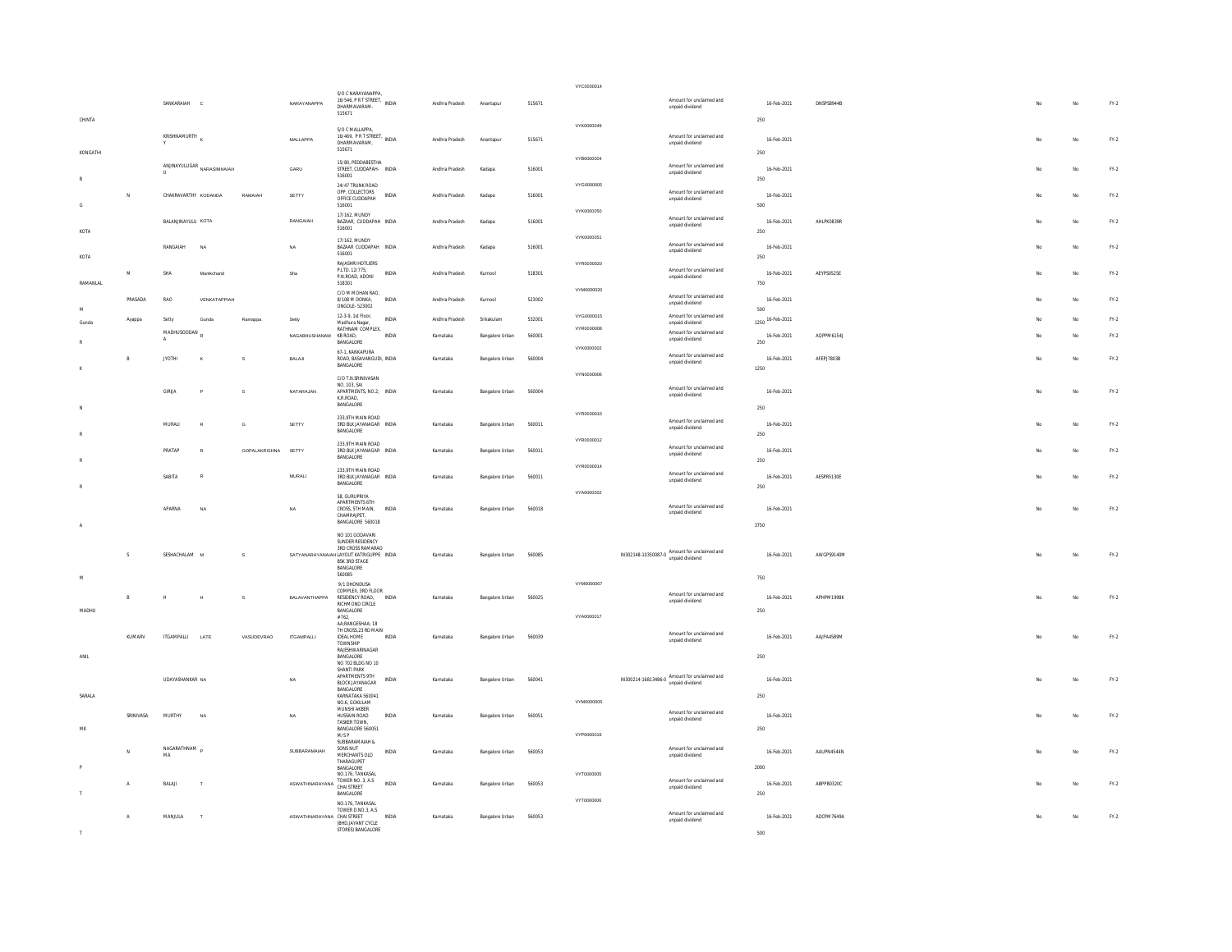| | | | | | | | | | | | | | | | | | | | | | |
|---|---|---|---|---|---|---|---|---|---|---|---|---|---|---|---|---|---|---|---|---|---|
| CHINTA | | SANKARAIAH | C | | NARAYANAPPA | S/O C NARAYANAPPA, 16/546, P R T STREET, DHARMAVARAM-515671 | INDIA | Andhra Pradesh | Anantapur | 515671 | | VYC0000014 | | Amount for unclaimed and unpaid dividend | 250 | 16-Feb-2021 | DNSPS8944B | | No | No | FY-2 |
| KONGATHI | | KRISHNAMURTH Y | K | | MALLAPPA | S/O C MALLAPPA, 16/469, P R T STREET, DHARMAVARAM, 515671 | INDIA | Andhra Pradesh | Anantapur | 515671 | | VYK0000049 | | Amount for unclaimed and unpaid dividend | 250 | 16-Feb-2021 | | | No | No | FY-2 |
| B | | ANJINAYULUGAR U | NARASIMHAIAH | | GARU | 15/80, PEDDABESTHA STREET, CUDDAPAH-516001 | INDIA | Andhra Pradesh | Kadapa | 516001 | | VYB0000004 | | Amount for unclaimed and unpaid dividend | 250 | 16-Feb-2021 | | | No | No | FY-2 |
| G | N | CHAKRAVARTHY | KODANDA | RAMAIAH | SETTY | 24/47 TRUNK ROAD OPP. COLLECTORS OFFICE CUDDAPAH 516001 | INDIA | Andhra Pradesh | Kadapa | 516001 | | VYG0000005 | | Amount for unclaimed and unpaid dividend | 500 | 16-Feb-2021 | | | No | No | FY-2 |
| KOTA | | BALANJINAYULU | KOTA | | RANGAIAH | 17/162, MUNDY BAZAAR, CUDDAPAH 516001 | INDIA | Andhra Pradesh | Kadapa | 516001 | | VYK0000050 | | Amount for unclaimed and unpaid dividend | 250 | 16-Feb-2021 | AHLPK0839R | | No | No | FY-2 |
| KOTA | | RANGAIAH | NA | | NA | 17/162, MUNDY BAZAAR CUDDAPAH 516001 | INDIA | Andhra Pradesh | Kadapa | 516001 | | VYK0000051 | | Amount for unclaimed and unpaid dividend | 250 | 16-Feb-2021 | | | No | No | FY-2 |
| RAMANLAL | M | SHA | Manikchand | | Sha | RAJASHRI HOTLIERS P.LTD. 12/775, P.N.ROAD, ADONI 518301 | INDIA | Andhra Pradesh | Kurnool | 518301 | | VYR0000020 | | Amount for unclaimed and unpaid dividend | 750 | 16-Feb-2021 | AEYPS0525E | | No | No | FY-2 |
| M | PRASADA | RAO | VENKATAPPIAH | | | C/O M MOHAN RAO, 8/108 M DONKA, ONGOLE- 523002 | INDIA | Andhra Pradesh | Kurnool | 523002 | | VYM0000020 | | Amount for unclaimed and unpaid dividend | 500 | 16-Feb-2021 | | | No | No | FY-2 |
| Gunda | Ayappa | Setty | Gunda | Ramappa | Setty | 12-3-9, 1st Floor, Madhura Nagar, | INDIA | Andhra Pradesh | Srikakulam | 532001 | | VYG0000015 | | Amount for unclaimed and unpaid dividend | 1250 | 16-Feb-2021 | | | No | No | FY-2 |
| R | | MADHUSOODAN A | R | | NAGABHUSHANAM | RATHNAM COMPLEX, KB ROAD, BANGALORE | INDIA | Karnataka | Bangalore Urban | 560001 | | VYR0000008 | | Amount for unclaimed and unpaid dividend | 250 | 16-Feb-2021 | AQPPM6154J | | No | No | FY-2 |
| K | B | JYOTHI | K | S | BALAJI | 67-1, KANKAPURA ROAD, BASAVANGUDI, BANGALORE | INDIA | Karnataka | Bangalore Urban | 560004 | | VYK0000002 | | Amount for unclaimed and unpaid dividend | 1250 | 16-Feb-2021 | AFEPJ7803B | | No | No | FY-2 |
| N | | GIRIJA | P | S | NATARAJAN | C/O T.N.SRINIVASAN NO. 103, SAI APARTMENTS, NO.2, K.R.ROAD, BANGALORE | INDIA | Karnataka | Bangalore Urban | 560004 | | VYN0000006 | | Amount for unclaimed and unpaid dividend | 250 | 16-Feb-2021 | | | No | No | FY-2 |
| R | | MURALI | R | G | SETTY | 233,9TH MAIN ROAD 3RD BLK JAYANAGAR BANGALORE | INDIA | Karnataka | Bangalore Urban | 560011 | | VYR0000010 | | Amount for unclaimed and unpaid dividend | 250 | 16-Feb-2021 | | | No | No | FY-2 |
| R | | PRATAP | R | GOPALAKRISHNA | SETTY | 233,9TH MAIN ROAD 3RD BLK JAYANAGAR BANGALORE | INDIA | Karnataka | Bangalore Urban | 560011 | | VYR0000012 | | Amount for unclaimed and unpaid dividend | 250 | 16-Feb-2021 | | | No | No | FY-2 |
| R | | SABITA | R | | MURALI | 233,9TH MAIN ROAD 3RD BLK JAYANAGAR BANGALORE | INDIA | Karnataka | Bangalore Urban | 560011 | | VYR0000014 | | Amount for unclaimed and unpaid dividend | 250 | 16-Feb-2021 | AESPR5130E | | No | No | FY-2 |
| A | | APARNA | NA | | NA | 58, GURUPRIYA APARTMENTS 6TH CROSS, 5TH MAIN, CHAMRAJPET, BANGALORE 560018 | INDIA | Karnataka | Bangalore Urban | 560018 | | VYA0000002 | | Amount for unclaimed and unpaid dividend | 3750 | 16-Feb-2021 | | | No | No | FY-2 |
| M | S | SESHACHALAM | M | S | SATYANARAYANAIAH | NO 101 GODAVARI SUNDER RESIDENCY 3RD CROSS RAMARAO LAYOUT KATRIGUPPE BSK 3RD STAGE BANGALORE 560085 | INDIA | Karnataka | Bangalore Urban | 560085 | | | IN302148-10350087-0 | Amount for unclaimed and unpaid dividend | 750 | 16-Feb-2021 | AWGPS9140M | | No | No | FY-2 |
| MADHU | B | H | H | S | BALAVANTHAPPA | 9/1 DHONDUSA COMPLEX, 3RD FLOOR RESIDENCY ROAD, RICHMOND CIRCLE BANGALORE | INDIA | Karnataka | Bangalore Urban | 560025 | | VYM0000067 | | Amount for unclaimed and unpaid dividend | 250 | 16-Feb-2021 | APHPM1998K | | No | No | FY-2 |
| ANIL | KUMARV | ITGAMPALLI | LATE | VASUDEVRAO | ITGAMPALLI | #762, AA,RANGESHAA; 18 TH CROSS,23 RD MAIN IDEAL HOME TOWNSHIP RAJESHWARINAGAR BANGALORE | INDIA | Karnataka | Bangalore Urban | 560039 | | VYA0000017 | | Amount for unclaimed and unpaid dividend | 250 | 16-Feb-2021 | AAJPA4589M | | No | No | FY-2 |
| SARALA | | UDAYASHANKAR | NA | | NA | NO 702 BLDG NO 10 SHANTI PARK APARTMENTS 9TH BLOCK JAYANAGAR BANGALORE KARNATAKA 560041 | INDIA | Karnataka | Bangalore Urban | 560041 | | | IN300214-16813486-0 | Amount for unclaimed and unpaid dividend | 250 | 16-Feb-2021 | | | No | No | FY-2 |
| MK | SRINIVASA | MURTHY | NA | | NA | NO.6, GOKULAM MUNSHI AKBER HUSSAIN ROAD TASKER TOWN, BANGALORE 560051 | INDIA | Karnataka | Bangalore Urban | 560051 | | VYM0000005 | | Amount for unclaimed and unpaid dividend | 250 | 16-Feb-2021 | | | No | No | FY-2 |
| P | N | NAGARATHNAM MA | P | | SUBBARAMAIAH | M/S P SUBBARAMAIAH & SONS NUT MERCHANTS OLD THARAGUPET BANGALORE | INDIA | Karnataka | Bangalore Urban | 560053 | | VYP0000018 | | Amount for unclaimed and unpaid dividend | 2000 | 16-Feb-2021 | AAUPN4544N | | No | No | FY-2 |
| T | A | BALAJI | T | | ASWATHNARAYANA | NO.176, TANKASAL TOWER NO. 3, A.S CHAI STREET BANGALORE | INDIA | Karnataka | Bangalore Urban | 560053 | | VYT0000005 | | Amount for unclaimed and unpaid dividend | 250 | 16-Feb-2021 | ABPPB0320C | | No | No | FY-2 |
| T | A | MANJULA | T | | ASWATHNARAYANA | NO.176, TANKASAL TOWER D.NO.3, A.S CHAI STREET (BHD.JAYANT CYCLE STORES) BANGALORE | INDIA | Karnataka | Bangalore Urban | 560053 | | VYT0000006 | | Amount for unclaimed and unpaid dividend | 500 | 16-Feb-2021 | ADCPM7649A | | No | No | FY-2 |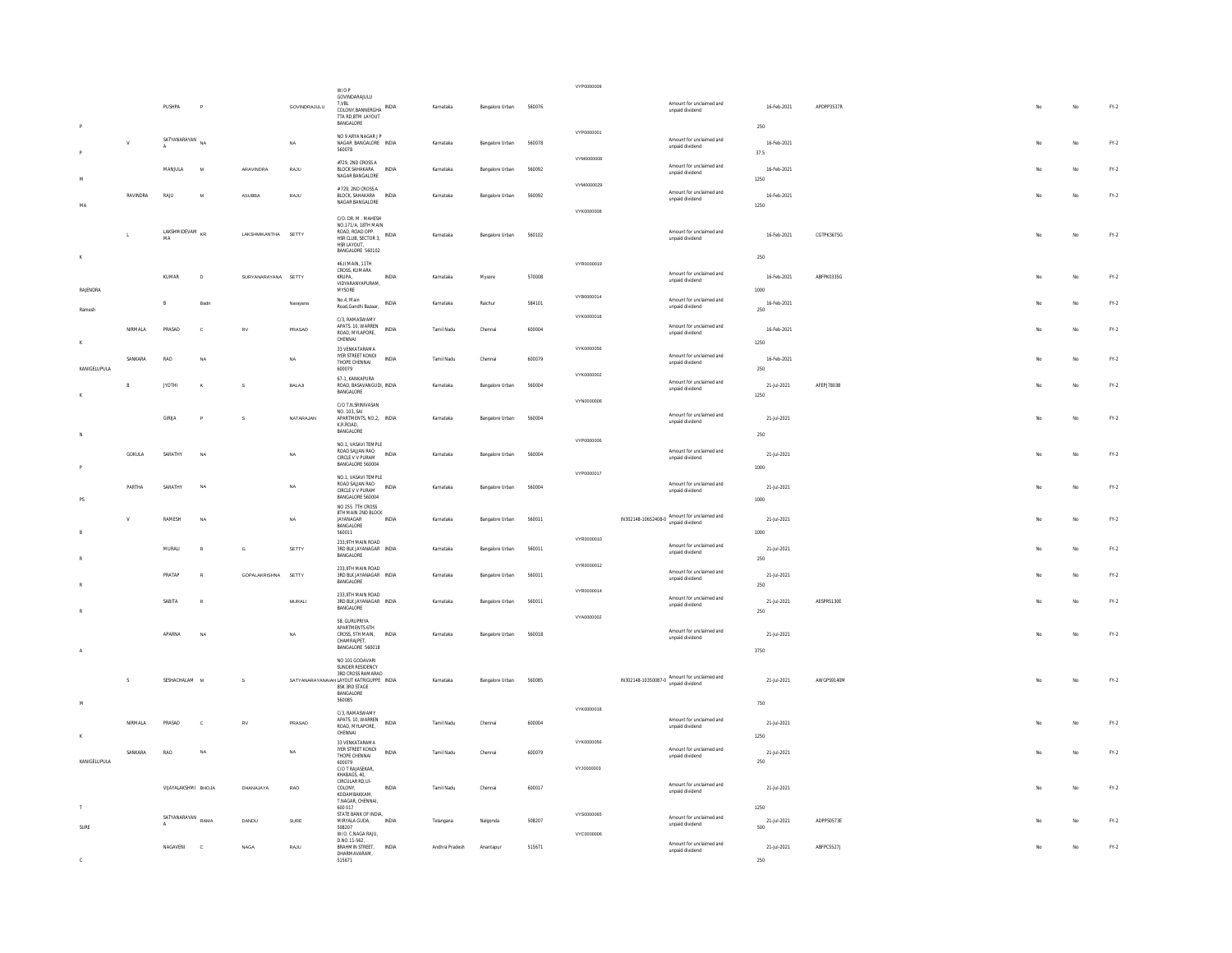| | | | | | | | | | | | | | | | | | | | | |
|---|---|---|---|---|---|---|---|---|---|---|---|---|---|---|---|---|---|---|---|---|
| P | | PUSHPA | P | | GOVINDRAJULU | W/O P GOVINDARAJULU 7,VBL COLONY,BANNERGHATTA RD,BTM LAYOUT BANGALORE | INDIA | Karnataka | Bangalore Urban | 560076 | VYP0000009 | | Amount for unclaimed and unpaid dividend | 250 | 16-Feb-2021 | APDPP3537R | | No | No | FY-2 |
| P | V | SATYANARAYANA | NA | | NA | NO 9 ARYA NAGAR J P NAGAR BANGALORE 560078 | INDIA | Karnataka | Bangalore Urban | 560078 | VYP0000001 | | Amount for unclaimed and unpaid dividend | 37.5 | 16-Feb-2021 | | | No | No | FY-2 |
| M | | MANJULA | M | ARAVINDRA | RAJU | #729, 2ND CROSS A BLOCK SAHAKARA NAGAR BANGALORE | INDIA | Karnataka | Bangalore Urban | 560092 | VYM0000008 | | Amount for unclaimed and unpaid dividend | 1250 | 16-Feb-2021 | | | No | No | FY-2 |
| MA | RAVINDRA | RAJU | M | ASUBBA | RAJU | #729, 2ND CROSS A BLOCK, SAHAKARA NAGAR BANGALORE | INDIA | Karnataka | Bangalore Urban | 560092 | VYM0000029 | | Amount for unclaimed and unpaid dividend | 1250 | 16-Feb-2021 | | | No | No | FY-2 |
| K | L | LAKSHMIDEVAMMA | KR | LAKSHMIKANTHA | SETTY | C/O. DR. M . MAHESH NO.171/A, 18TH MAIN ROAD, ROAD OPP. HSR CLUB, SECTOR 3, HSR LAYOUT, BANGALORE 560102 | INDIA | Karnataka | Bangalore Urban | 560102 | VYK0000008 | | Amount for unclaimed and unpaid dividend | 250 | 16-Feb-2021 | CGTPK3675G | | No | No | FY-2 |
| RAJENDRA | | KUMAR | D | SURYANARAYANA | SETTY | 46,II MAIN, 11TH CROSS, KUMARA KRUPA, VIDYARANYAPURAM, MYSORE | INDIA | Karnataka | Mysore | 570008 | VYR0000019 | | Amount for unclaimed and unpaid dividend | 1000 | 16-Feb-2021 | ABFPK0335G | | No | No | FY-2 |
| Ramesh | | B | Badri | | Narayana | No.4, Main Road,Gandhi Bazaar, | INDIA | Karnataka | Raichur | 584101 | VYB0000014 | | Amount for unclaimed and unpaid dividend | 250 | 16-Feb-2021 | | | No | No | FY-2 |
| K | NIRMALA | PRASAD | C | RV | PRASAD | C/3, RAMASWAMY APATS. 10, WARREN ROAD, MYLAPORE, CHENNAI | INDIA | Tamil Nadu | Chennai | 600004 | VYK0000018 | | Amount for unclaimed and unpaid dividend | 1250 | 16-Feb-2021 | | | No | No | FY-2 |
| KANIGELUPULA | SANKARA | RAO | NA | | NA | 33 VENKATARAMA IYER STREET KONDI THOPE CHENNAI 600079 | INDIA | Tamil Nadu | Chennai | 600079 | VYK0000056 | | Amount for unclaimed and unpaid dividend | 250 | 16-Feb-2021 | | | No | No | FY-2 |
| K | B | JYOTHI | K | S | BALAJI | 67-1, KANKAPURA ROAD, BASAVANGUDI, BANGALORE | INDIA | Karnataka | Bangalore Urban | 560004 | VYK0000002 | | Amount for unclaimed and unpaid dividend | 1250 | 21-Jul-2021 | AFEPJ7803B | | No | No | FY-2 |
| N | | GIRIJA | P | S | NATARAJAN | C/O T.N.SRINIVASAN NO. 103, SAI APARTMENTS, NO.2, K.R.ROAD, BANGALORE | INDIA | Karnataka | Bangalore Urban | 560004 | VYN0000006 | | Amount for unclaimed and unpaid dividend | 250 | 21-Jul-2021 | | | No | No | FY-2 |
| P | GOKULA | SARATHY | NA | | NA | NO.1, VASAVI TEMPLE ROAD SAJJAN RAO CIRCLE V V PURAM BANGALORE 560004 | INDIA | Karnataka | Bangalore Urban | 560004 | VYP0000006 | | Amount for unclaimed and unpaid dividend | 1000 | 21-Jul-2021 | | | No | No | FY-2 |
| PS | PARTHA | SARATHY | NA | | NA | NO.1, VASAVI TEMPLE ROAD SAJJAN RAO CIRCLE V V PURAM BANGALORE 560004 | INDIA | Karnataka | Bangalore Urban | 560004 | VYP0000017 | | Amount for unclaimed and unpaid dividend | 1000 | 21-Jul-2021 | | | No | No | FY-2 |
| B | V | RAMESH | NA | | NA | NO 255 7TH CROSS 8TH MAIN 2ND BLOCK JAYANAGAR BANGALORE 560011 | INDIA | Karnataka | Bangalore Urban | 560011 | | IN302148-10652408-0 | Amount for unclaimed and unpaid dividend | 1000 | 21-Jul-2021 | | | No | No | FY-2 |
| R | | MURALI | R | G | SETTY | 233,9TH MAIN ROAD 3RD BLK JAYANAGAR BANGALORE | INDIA | Karnataka | Bangalore Urban | 560011 | VYR0000010 | | Amount for unclaimed and unpaid dividend | 250 | 21-Jul-2021 | | | No | No | FY-2 |
| R | | PRATAP | R | GOPALAKRISHNA | SETTY | 233,9TH MAIN ROAD 3RD BLK JAYANAGAR BANGALORE | INDIA | Karnataka | Bangalore Urban | 560011 | VYR0000012 | | Amount for unclaimed and unpaid dividend | 250 | 21-Jul-2021 | | | No | No | FY-2 |
| R | | SABITA | R | | MURALI | 233,9TH MAIN ROAD 3RD BLK JAYANAGAR BANGALORE | INDIA | Karnataka | Bangalore Urban | 560011 | VYR0000014 | | Amount for unclaimed and unpaid dividend | 250 | 21-Jul-2021 | AESPR5130E | | No | No | FY-2 |
| A | | APARNA | NA | | NA | 58, GURUPRIYA APARTMENTS 6TH CROSS, 5TH MAIN, CHAMRAJPET, BANGALORE 560018 | INDIA | Karnataka | Bangalore Urban | 560018 | VYA0000002 | | Amount for unclaimed and unpaid dividend | 3750 | 21-Jul-2021 | | | No | No | FY-2 |
| M | S | SESHACHALAM | M | S | SATYANARAYANAIAH | NO 101 GODAVARI SUNDER RESIDENCY 3RD CROSS RAMARAO LAYOUT KATRIGUPPE BSK 3RD STAGE BANGALORE 560085 | INDIA | Karnataka | Bangalore Urban | 560085 | | IN302148-10350087-0 | Amount for unclaimed and unpaid dividend | 750 | 21-Jul-2021 | AWGPS9140M | | No | No | FY-2 |
| K | NIRMALA | PRASAD | C | RV | PRASAD | C/3, RAMASWAMY APATS. 10, WARREN ROAD, MYLAPORE, CHENNAI | INDIA | Tamil Nadu | Chennai | 600004 | VYK0000018 | | Amount for unclaimed and unpaid dividend | 1250 | 21-Jul-2021 | | | No | No | FY-2 |
| KANIGELUPULA | SANKARA | RAO | NA | | NA | 33 VENKATARAMA IYER STREET KONDI THOPE CHENNAI 600079 | INDIA | Tamil Nadu | Chennai | 600079 | VYK0000056 | | Amount for unclaimed and unpaid dividend | 250 | 21-Jul-2021 | | | No | No | FY-2 |
| T | | VIJAYALAKSHMI | BHOJA | DHANAJAYA | RAO | C/O T RAJASEKAR, KHABAGS, 40, CIRCULAR RD,UI-COLONY, KODAMBAKKAM, T.NAGAR, CHENNAI, 600 017 | INDIA | Tamil Nadu | Chennai | 600017 | VYJ0000003 | | Amount for unclaimed and unpaid dividend | 1250 | 21-Jul-2021 | | | No | No | FY-2 |
| SURE | | SATYANARAYANA | RAMA | DANDU | SURE | STATE BANK OF INDIA, MIRYALA GUDA, 508207 | INDIA | Telangana | Nalgonda | 508207 | VYS0000065 | | Amount for unclaimed and unpaid dividend | 500 | 21-Jul-2021 | ADPPS0573E | | No | No | FY-2 |
| C | | NAGAVENI | C | NAGA | RAJU | W/O. C.NAGA RAJU, D.NO.11-562, BRAHMIN STREET, DHARMAVARAM, 515671 | INDIA | Andhra Pradesh | Anantapur | 515671 | VYC0000006 | | Amount for unclaimed and unpaid dividend | 250 | 21-Jul-2021 | ABFPC5527J | | No | No | FY-2 |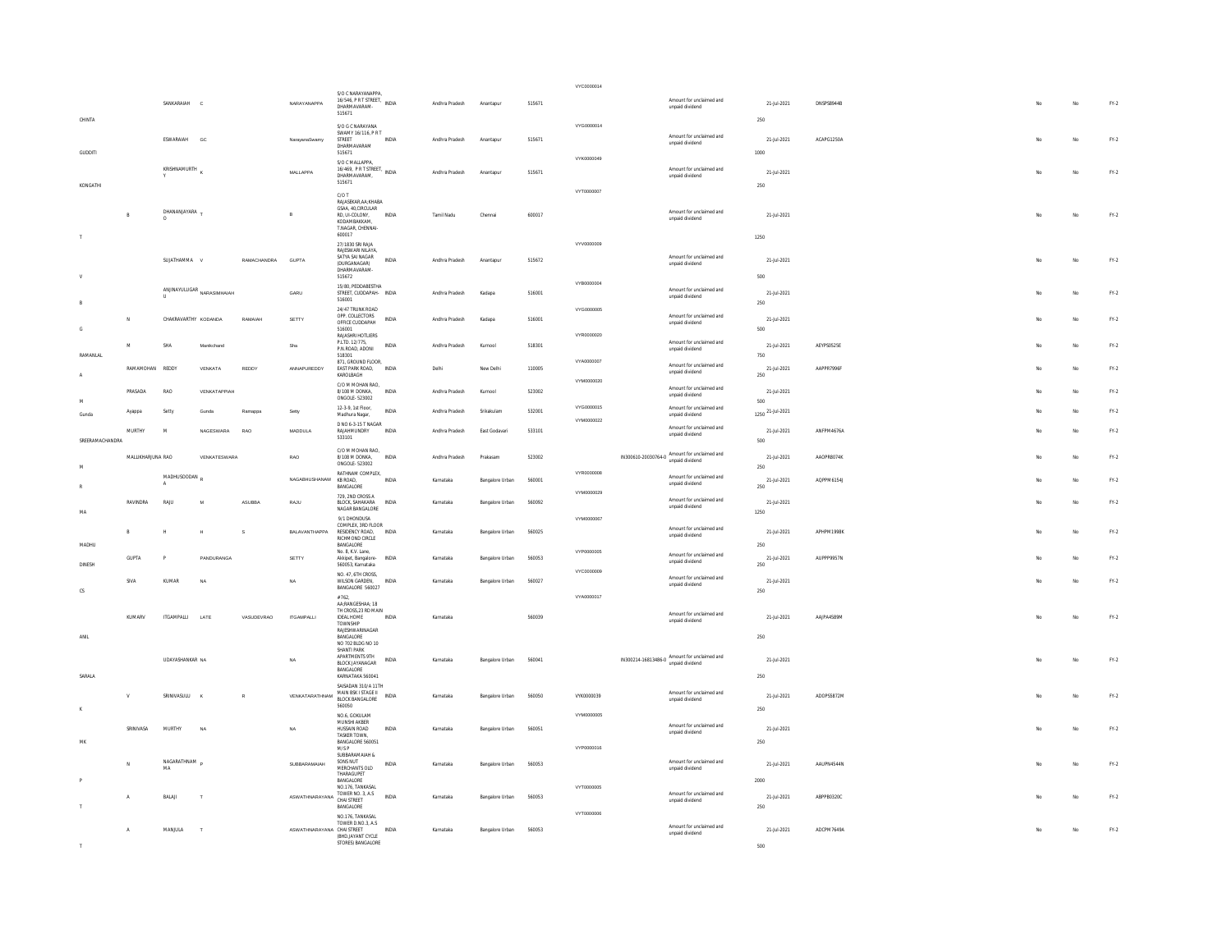| | | | | | | | | | | | | | | | | | | | |
|---|---|---|---|---|---|---|---|---|---|---|---|---|---|---|---|---|---|---|---|
| CHINTA | | SANKARAIAH | C | | NARAYANAPPA | S/O C NARAYANAPPA, 16/546, P R T STREET, DHARMAVARAM-515671 | INDIA | Andhra Pradesh | Anantapur | 515671 | VYC0000014 | | Amount for unclaimed and unpaid dividend | 250 | 21-Jul-2021 | DNSPS8944B | No | No | FY-2 |
| GUDDITI | | ESWARAIAH | GC | | NarayanaSwamy | S/O G C NARAYANA SWAMY 16/116,P R T STREET DHARMAVARAM 515671 | INDIA | Andhra Pradesh | Anantapur | 515671 | VYG0000014 | | Amount for unclaimed and unpaid dividend | 1000 | 21-Jul-2021 | ACAPG1250A | No | No | FY-2 |
| KONGATHI | | KRISHNAMURTHY | K | | MALLAPPA | S/O C MALLAPPA, 16/469, P R T STREET, DHARMAVARAM, 515671 | INDIA | Andhra Pradesh | Anantapur | 515671 | VYK0000049 | | Amount for unclaimed and unpaid dividend | 250 | 21-Jul-2021 | | No | No | FY-2 |
| T | B | DHANANJAYARAO | T | | B | C/O T RAJASEKAR,AA,KHABA GSAA, 40,CIRCULAR RD, UI-COLONY, KODAMBAKKAM, T.NAGAR, CHENNAI-600017 | INDIA | Tamil Nadu | Chennai | 600017 | VYT0000007 | | Amount for unclaimed and unpaid dividend | 1250 | 21-Jul-2021 | | No | No | FY-2 |
| V | | SUJATHAMMA | V | RAMACHANDRA | GUPTA | 27/1830 SRI RAJA RAJESWARI NILAYA, SATYA SAI NAGAR (DURGANAGAR) DHARMAVARAM-515672 | INDIA | Andhra Pradesh | Anantapur | 515672 | VYV0000009 | | Amount for unclaimed and unpaid dividend | 500 | 21-Jul-2021 | | No | No | FY-2 |
| B | | ANJINAYULUGARU | NARASIMHAIAH | | GARU | 15/80, PEDDABESTHA STREET, CUDDAPAH-516001 | INDIA | Andhra Pradesh | Kadapa | 516001 | VYB0000004 | | Amount for unclaimed and unpaid dividend | 250 | 21-Jul-2021 | | No | No | FY-2 |
| G | N | CHAKRAVARTHY | KODANDA | RAMAIAH | SETTY | 24/47 TRUNK ROAD OPP. COLLECTORS OFFICE CUDDAPAH 516001 | INDIA | Andhra Pradesh | Kadapa | 516001 | VYG0000005 | | Amount for unclaimed and unpaid dividend | 500 | 21-Jul-2021 | | No | No | FY-2 |
| RAMANLAL | M | SHA | Manikchand | | Sha | RAJASHRI HOTLIERS P.LTD. 12/775, P.N.ROAD, ADONI 518301 | INDIA | Andhra Pradesh | Kurnool | 518301 | VYR0000020 | | Amount for unclaimed and unpaid dividend | 750 | 21-Jul-2021 | AEYPS0525E | No | No | FY-2 |
| A | RAMAMOHAN | REDDY | VENKATA | REDDY | ANNAPUREDDY | 871, GROUND FLOOR, EAST PARK ROAD, KAROLBAGH | INDIA | Delhi | New Delhi | 110005 | VYA0000007 | | Amount for unclaimed and unpaid dividend | 250 | 21-Jul-2021 | AAPPR7996F | No | No | FY-2 |
| M | PRASADA | RAO | VENKATAPPIAH | | | C/O M MOHAN RAO, 8/108 M DONKA, ONGOLE- 523002 | INDIA | Andhra Pradesh | Kurnool | 523002 | VYM0000020 | | Amount for unclaimed and unpaid dividend | 500 | 21-Jul-2021 | | No | No | FY-2 |
| Gunda | Ayappa | Setty | Gunda | Ramappa | Setty | 12-3-9, 1st Floor, Madhura Nagar, | INDIA | Andhra Pradesh | Srikakulam | 532001 | VYG0000015 | | Amount for unclaimed and unpaid dividend | 1250 | 21-Jul-2021 | | No | No | FY-2 |
| SREERAMACHANDRA | MURTHY | M | NAGESWARA | RAO | MADDULA | D NO 6-3-15 T NAGAR RAJAHMUNDRY 533101 | INDIA | Andhra Pradesh | East Godavari | 533101 | VYM0000022 | | Amount for unclaimed and unpaid dividend | 500 | 21-Jul-2021 | ANFPM4676A | No | No | FY-2 |
| M | MALLIKHARJUNA | RAO | VENKATESWARA | | RAO | C/O M MOHAN RAO, 8/108 M DONKA, ONGOLE- 523002 | INDIA | Andhra Pradesh | Prakasam | 523002 | | IN300610-20030764-0 | Amount for unclaimed and unpaid dividend | 250 | 21-Jul-2021 | AAOPR8074K | No | No | FY-2 |
| R | | MADHUSOODAN A | R | | NAGABHUSHANAM | RATHNAM COMPLEX, KB ROAD, BANGALORE | INDIA | Karnataka | Bangalore Urban | 560001 | VYR0000008 | | Amount for unclaimed and unpaid dividend | 250 | 21-Jul-2021 | AQPPM6154J | No | No | FY-2 |
| MA | RAVINDRA | RAJU | M | ASUBBA | RAJU | 729, 2ND CROSS A BLOCK, SAHAKARA NAGAR BANGALORE | INDIA | Karnataka | Bangalore Urban | 560092 | VYM0000029 | | Amount for unclaimed and unpaid dividend | 1250 | 21-Jul-2021 | | No | No | FY-2 |
| MADHU | B | H | H | S | BALAVANTHAPPA | 9/1 DHONDUSA COMPLEX, 3RD FLOOR RESIDENCY ROAD, RICHMOND CIRCLE BANGALORE | INDIA | Karnataka | Bangalore Urban | 560025 | VYM0000067 | | Amount for unclaimed and unpaid dividend | 250 | 21-Jul-2021 | APHPM1998K | No | No | FY-2 |
| DINESH | GUPTA | P | PANDURANGA | | SETTY | No. 8, K.V. Lane, Akkipet, Bangalore-560053, Karnataka | INDIA | Karnataka | Bangalore Urban | 560053 | VYP0000005 | | Amount for unclaimed and unpaid dividend | 250 | 21-Jul-2021 | AIPPP9957N | No | No | FY-2 |
| CS | SIVA | KUMAR | NA | | NA | NO. 47, 6TH CROSS, WILSON GARDEN, BANGALORE 560027 | INDIA | Karnataka | Bangalore Urban | 560027 | VYC0000009 | | Amount for unclaimed and unpaid dividend | 250 | 21-Jul-2021 | | No | No | FY-2 |
| ANIL | KUMARV | ITGAMPALLI | LATE | VASUDEVRAO | ITGAMPALLI | #762, AA,RANGESHAA; 18 TH CROSS,23 RD MAIN IDEAL HOME TOWNSHIP RAJESHWARINAGAR BANGALORE | INDIA | Karnataka | | 560039 | VYA0000017 | | Amount for unclaimed and unpaid dividend | 250 | 21-Jul-2021 | AAJPA4589M | No | No | FY-2 |
| SARALA | | UDAYASHANKAR | NA | | NA | NO 702 BLDG NO 10 SHANTI PARK APARTMENTS 9TH BLOCK JAYANAGAR BANGALORE KARNATAKA 560041 | INDIA | Karnataka | Bangalore Urban | 560041 | | IN300214-16813486-0 | Amount for unclaimed and unpaid dividend | 250 | 21-Jul-2021 | | No | No | FY-2 |
| K | V | SRINIVASULU | K | R | VENKATARATHNAM | SAISADAN 310/A 11TH MAIN BSK I STAGE II BLOCK BANGALORE 560050 | INDIA | Karnataka | Bangalore Urban | 560050 | VYK0000039 | | Amount for unclaimed and unpaid dividend | 250 | 21-Jul-2021 | ADOPS5872M | No | No | FY-2 |
| MK | SRINIVASA | MURTHY | NA | | NA | NO.6, GOKULAM MUNSHI AKBER HUSSAIN ROAD TASKER TOWN, BANGALORE 560051 | INDIA | Karnataka | Bangalore Urban | 560051 | VYM0000005 | | Amount for unclaimed and unpaid dividend | 250 | 21-Jul-2021 | | No | No | FY-2 |
| P | N | NAGARATHNAMMA | P | | SUBBARAMAIAH | M/S P SUBBARAMAIAH & SONS NUT MERCHANTS OLD THARAGUPET BANGALORE | INDIA | Karnataka | Bangalore Urban | 560053 | VYP0000016 | | Amount for unclaimed and unpaid dividend | 2000 | 21-Jul-2021 | AAUPN4544N | No | No | FY-2 |
| T | A | BALAJI | T | | ASWATHNARAYANA | NO.176, TANKASAL TOWER NO. 3, A.S CHAI STREET BANGALORE | INDIA | Karnataka | Bangalore Urban | 560053 | VYT0000005 | | Amount for unclaimed and unpaid dividend | 250 | 21-Jul-2021 | ABPPB0320C | No | No | FY-2 |
| T | A | MANJULA | T | | ASWATHNARAYANA | NO.176, TANKASAL TOWER D.NO.3, A.S CHAI STREET (BHD.JAYANT CYCLE STORES) BANGALORE | INDIA | Karnataka | Bangalore Urban | 560053 | VYT0000006 | | Amount for unclaimed and unpaid dividend | 500 | 21-Jul-2021 | ADCPM7649A | No | No | FY-2 |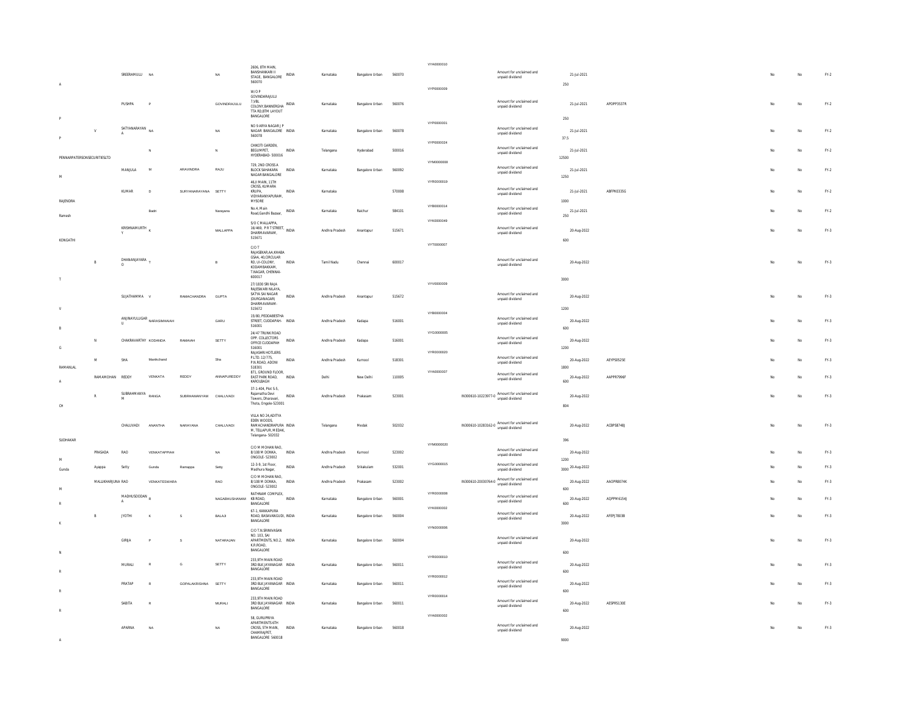| | | | | | | | | | | | | | | | | | | | |
|---|---|---|---|---|---|---|---|---|---|---|---|---|---|---|---|---|---|---|---|
| A | | SREERAMULU | NA | | NA | 2606, 8TH MAIN, BANSHANKARI II STAGE, BANGALORE 560070 | INDIA | Karnataka | Bangalore Urban | 560070 | VYA0000010 | | Amount for unclaimed and unpaid dividend | 250 | 21-Jul-2021 | | No | No | FY-2 |
| P | | PUSHPA | P | | GOVINDRAJULU | W/O P GOVINDARAJULU 7,VBL COLONY,BANNERGHATTA RD,BTM LAYOUT BANGALORE | INDIA | Karnataka | Bangalore Urban | 560076 | VYP0000009 | | Amount for unclaimed and unpaid dividend | 250 | 21-Jul-2021 | APOPP3537R | No | No | FY-2 |
| P | V | SATYANARAYANA | NA | | NA | NO 9 ARYA NAGAR J P NAGAR BANGALORE 560078 | INDIA | Karnataka | Bangalore Urban | 560078 | VYP0000001 | | Amount for unclaimed and unpaid dividend | 37.5 | 21-Jul-2021 | | No | No | FY-2 |
| PENNARPATERSONSECURITIESLTD | | | N | | N | CHIKOTI GARDEN, BEGUMPET, HYDERABAD- 500016 | INDIA | Telangana | Hyderabad | 500016 | VYP0000024 | | Amount for unclaimed and unpaid dividend | 12500 | 21-Jul-2021 | | No | No | FY-2 |
| M | | MANJULA | M | ARAVINDRA | RAJU | 729, 2ND CROSS A BLOCK SAHAKARA NAGAR BANGALORE | INDIA | Karnataka | Bangalore Urban | 560092 | VYM0000008 | | Amount for unclaimed and unpaid dividend | 1250 | 21-Jul-2021 | | No | No | FY-2 |
| RAJENDRA | | KUMAR | D | SURYANARAYANA | SETTY | 46,II MAIN, 11TH CROSS, KUMARA KRUPA, VIDYARANYAPURAM, MYSORE | INDIA | Karnataka | | 570008 | VYR0000019 | | Amount for unclaimed and unpaid dividend | 1000 | 21-Jul-2021 | ABFPK0335G | No | No | FY-2 |
| Ramesh | | | Badri | | Narayana | No.4, Main Road,Gandhi Bazaar, | INDIA | Karnataka | Raichur | 584101 | VYB0000014 | | Amount for unclaimed and unpaid dividend | 250 | 21-Jul-2021 | | No | No | FY-2 |
| KONGATHI | | KRISHNAMURTHY | K | | MALLAPPA | S/O C MALLAPPA, 16/469, P R T STREET, DHARMAVARAM, 515671 | INDIA | Andhra Pradesh | Anantapur | 515671 | VYK0000049 | | Amount for unclaimed and unpaid dividend | 600 | 20-Aug-2022 | | No | No | FY-3 |
| T | B | DHANANJAYARAO | T | | B | C/O T RAJASEKAR,AA:KHABA GSAA, 40,CIRCULAR RD, UI-COLONY, KODAMBAKKAM, T.NAGAR, CHENNAI-600017 | INDIA | Tamil Nadu | Chennai | 600017 | VYT0000007 | | Amount for unclaimed and unpaid dividend | 3000 | 20-Aug-2022 | | No | No | FY-3 |
| V | | SUJATHAMMA | V | RAMACHANDRA | GUPTA | 27/1830 SRI RAJA RAJESWARI NILAYA, SATYA SAI NAGAR (DURGANAGAR) DHARMAVARAM-515672 | INDIA | Andhra Pradesh | Anantapur | 515672 | VYV0000009 | | Amount for unclaimed and unpaid dividend | 1200 | 20-Aug-2022 | | No | No | FY-3 |
| B | | ANJINAYULUGARU | NARASIMHAIAH | | GARU | 15/80, PEDDABESTHA STREET, CUDDAPAH-516001 | INDIA | Andhra Pradesh | Kadapa | 516001 | VYB0000004 | | Amount for unclaimed and unpaid dividend | 600 | 20-Aug-2022 | | No | No | FY-3 |
| G | N | CHAKRAVARTHY | KODANDA | RAMAIAH | SETTY | 24/47 TRUNK ROAD OPP. COLLECTORS OFFICE CUDDAPAH 516001 | INDIA | Andhra Pradesh | Kadapa | 516001 | VYG0000005 | | Amount for unclaimed and unpaid dividend | 1200 | 20-Aug-2022 | | No | No | FY-3 |
| RAMANLAL | M | SHA | Manikchand | | Sha | RAJASHRI HOTLIERS P.LTD. 12/775, P.N.ROAD, ADONI 518301 | INDIA | Andhra Pradesh | Kurnool | 518301 | VYR0000020 | | Amount for unclaimed and unpaid dividend | 1800 | 20-Aug-2022 | AEYPS0525E | No | No | FY-3 |
| A | RAMAMOHAN | REDDY | VENKATA | REDDY | ANNAPUREDDY | 871, GROUND FLOOR, EAST PARK ROAD, KAROLBAGH | INDIA | Delhi | New Delhi | 110005 | VYA0000007 | | Amount for unclaimed and unpaid dividend | 600 | 20-Aug-2022 | AAPPR7996F | No | No | FY-3 |
| CH | R | SUBRAHMANYAM | RANGA | SUBRHAMANYAM | CHALUVADI | 37-1-404, Plot S-5, Rajamatha Devi Towers, Dharavari, Thota, Ongole-523001 | INDIA | Andhra Pradesh | Prakasam | 523001 | | IN300610-10223977-0 | Amount for unclaimed and unpaid dividend | 804 | 20-Aug-2022 | | No | No | FY-3 |
| SUDHAKAR | | CHALUVADI | ANANTHA | NARAYANA | CHALUVADI | VILLA NO 24,ADITYA EDEN WOODS, RAMACHANDRAPURAM, TELLAPUR, MEDAK, Telangana- 502032 | INDIA | Telangana | Medak | 502032 | | IN300610-10283162-0 | Amount for unclaimed and unpaid dividend | 396 | 20-Aug-2022 | ACBPS8748J | No | No | FY-3 |
| M | PRASADA | RAO | VENKATAPPIAH | | NA | C/O M MOHAN RAO, 8/108 M DONKA, ONGOLE- 523002 | INDIA | Andhra Pradesh | Kurnool | 523002 | VYM0000020 | | Amount for unclaimed and unpaid dividend | 1200 | 20-Aug-2022 | | No | No | FY-3 |
| Gunda | Ayappa | Setty | Gunda | Ramappa | Setty | 12-3-9, 1st Floor, Madhura Nagar, | INDIA | Andhra Pradesh | Srikakulam | 532001 | VYG0000015 | | Amount for unclaimed and unpaid dividend | 3000 | 20-Aug-2022 | | No | No | FY-3 |
| M | MALLIKHARJUNA | RAO | VENKATESWARA | | RAO | C/O M MOHAN RAO, 8/108 M DONKA, ONGOLE- 523002 | INDIA | Andhra Pradesh | Prakasam | 523002 | | IN300610-20030764-0 | Amount for unclaimed and unpaid dividend | 600 | 20-Aug-2022 | AAOPR8074K | No | No | FY-3 |
| R | | MADHUSOODANA | R | | NAGABHUSHANAM | RATHNAM COMPLEX, KB ROAD, BANGALORE | INDIA | Karnataka | Bangalore Urban | 560001 | VYR0000008 | | Amount for unclaimed and unpaid dividend | 600 | 20-Aug-2022 | AQPPM6154J | No | No | FY-3 |
| K | B | JYOTHI | K | S | BALAJI | 67-1, KANKAPURA ROAD, BASAVANGUDI, BANGALORE | INDIA | Karnataka | Bangalore Urban | 560004 | VYK0000002 | | Amount for unclaimed and unpaid dividend | 3000 | 20-Aug-2022 | AFEPJ7803B | No | No | FY-3 |
| N | | GIRIJA | P | S | NATARAJAN | C/O T.N.SRINIVASAN NO. 103, SAI APARTMENTS, NO.2, K.R ROAD, BANGALORE | INDIA | Karnataka | Bangalore Urban | 560004 | VYN0000006 | | Amount for unclaimed and unpaid dividend | 600 | 20-Aug-2022 | | No | No | FY-3 |
| R | | MURALI | R | G | SETTY | 233,9TH MAIN ROAD 3RD BLK JAYANAGAR BANGALORE | INDIA | Karnataka | Bangalore Urban | 560011 | VYR0000010 | | Amount for unclaimed and unpaid dividend | 600 | 20-Aug-2022 | | No | No | FY-3 |
| R | | PRATAP | R | GOPALAKRISHNA | SETTY | 233,9TH MAIN ROAD 3RD BLK JAYANAGAR BANGALORE | INDIA | Karnataka | Bangalore Urban | 560011 | VYR0000012 | | Amount for unclaimed and unpaid dividend | 600 | 20-Aug-2022 | | No | No | FY-3 |
| R | | SABITA | R | | MURALI | 233,9TH MAIN ROAD 3RD BLK JAYANAGAR BANGALORE | INDIA | Karnataka | Bangalore Urban | 560011 | VYR0000014 | | Amount for unclaimed and unpaid dividend | 600 | 20-Aug-2022 | AESPR5130E | No | No | FY-3 |
| A | | APARNA | NA | | NA | 58, GURUPRIYA APARTMENTS 6TH CROSS, 5TH MAIN, CHAMRAJPET, BANGALORE 560018 | INDIA | Karnataka | Bangalore Urban | 560018 | VYA0000002 | | Amount for unclaimed and unpaid dividend | 9000 | 20-Aug-2022 | | No | No | FY-3 |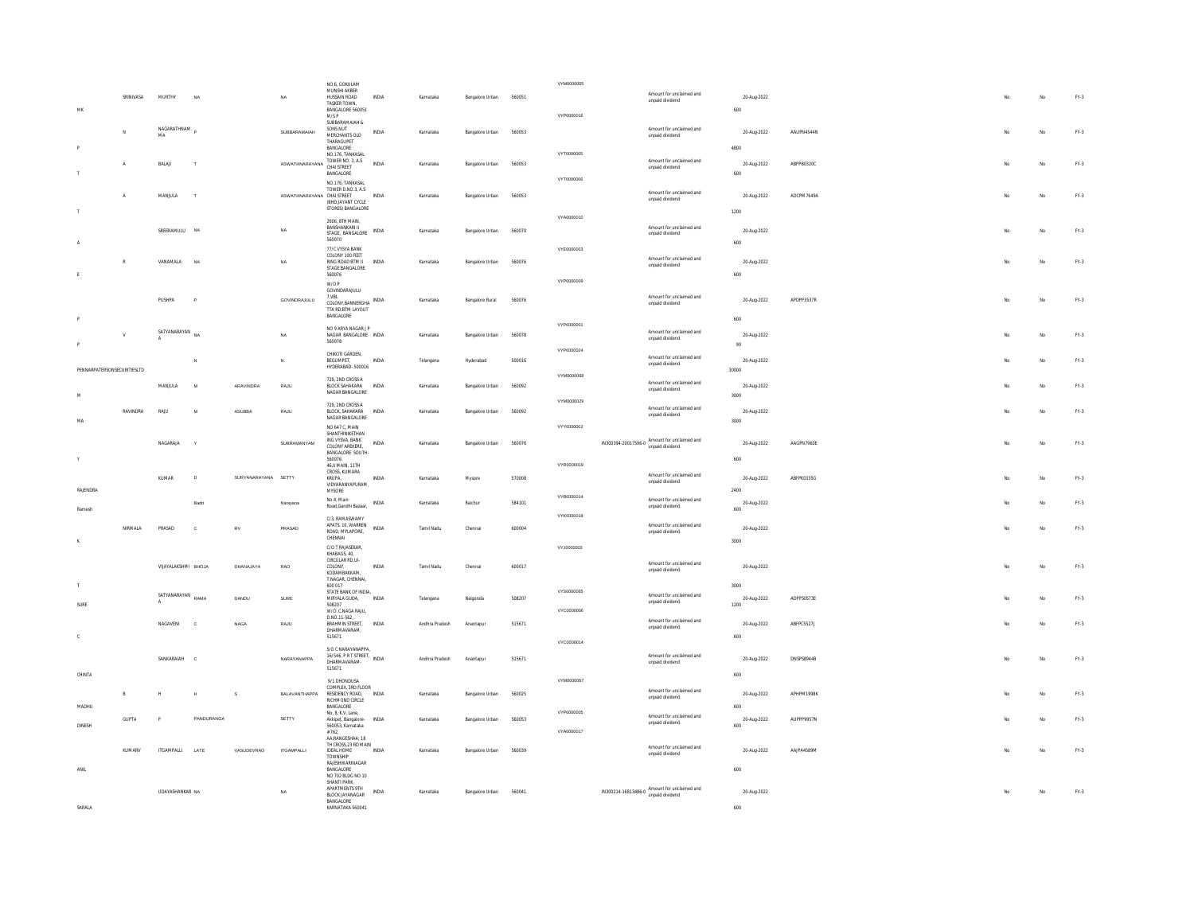| | | | | | | | | | | | | | | | | | | | |
|---|---|---|---|---|---|---|---|---|---|---|---|---|---|---|---|---|---|---|---|
| MK | SRINIVASA | MURTHY | NA | | NA | NO.6, GOKULAM MUNSHI AKBER HUSSAIN ROAD TASKER TOWN, BANGALORE 560051 | INDIA | Karnataka | Bangalore Urban | 560051 | VYM0000005 | | Amount for unclaimed and unpaid dividend | 600 | 20-Aug-2022 | | No | No | FY-3 |
| P | N | NAGARATHNAMMA | P | | SUBBARAMAIAH | M/S P SUBBARAMAIAH & SONS NUT MERCHANTS OLD THARAGUPET BANGALORE | INDIA | Karnataka | Bangalore Urban | 560053 | VYP0000016 | | Amount for unclaimed and unpaid dividend | 4800 | 20-Aug-2022 | AAUPN4544N | No | No | FY-3 |
| T | A | BALAJI | T | | ASWATHNARAYANA | NO.176, TANKASAL TOWER NO. 3, A.S CHAI STREET BANGALORE | INDIA | Karnataka | Bangalore Urban | 560053 | VYT0000005 | | Amount for unclaimed and unpaid dividend | 600 | 20-Aug-2022 | ABPPB0320C | No | No | FY-3 |
| T | A | MANJULA | T | | ASWATHNARAYANA | NO.176, TANKASAL TOWER D.NO.3, A.S CHAI STREET (BHD.JAYANT CYCLE STORES) BANGALORE | INDIA | Karnataka | Bangalore Urban | 560053 | VYT0000006 | | Amount for unclaimed and unpaid dividend | 1200 | 20-Aug-2022 | ADCPM7649A | No | No | FY-3 |
| A | | SREERAMULU | NA | | NA | 2606, 8TH MAIN, BANSHANKARI II STAGE, BANGALORE 560070 | INDIA | Karnataka | Bangalore Urban | 560070 | VYA0000010 | | Amount for unclaimed and unpaid dividend | 600 | 20-Aug-2022 | | No | No | FY-3 |
| E | R | VANAMALA | NA | | NA | 77/C VYSYA BANK COLONY 100 FEET RING ROAD BTM II STAGE BANGALORE 560076 | INDIA | Karnataka | Bangalore Urban | 560076 | VYE0000003 | | Amount for unclaimed and unpaid dividend | 600 | 20-Aug-2022 | | No | No | FY-3 |
| P | | PUSHPA | P | | GOVINDRAJULU | W/O P GOVINDARAJULU 7,VBL COLONY,BANNERGHATTA RD,BTM LAYOUT BANGALORE | INDIA | Karnataka | Bangalore Rural | 560076 | VYP0000009 | | Amount for unclaimed and unpaid dividend | 600 | 20-Aug-2022 | APDPP3537R | No | No | FY-3 |
| P | V | SATYANARAYANA | NA | | NA | NO.9 ARYA NAGAR J P NAGAR BANGALORE 560078 | INDIA | Karnataka | Bangalore Urban | 560078 | VYP0000001 | | Amount for unclaimed and unpaid dividend | 90 | 20-Aug-2022 | | No | No | FY-3 |
| PENNARPATERSONSECURITIESLTD | | N | | | N | CHIKOTI GARDEN, BEGUMPET, HYDERABAD- 500016 | INDIA | Telangana | Hyderabad | 500016 | VYP0000024 | | Amount for unclaimed and unpaid dividend | 30000 | 20-Aug-2022 | | No | No | FY-3 |
| M | | MANJULA | M | ARAVINDRA | RAJU | 729, 2ND CROSS A BLOCK SAHAKARA NAGAR BANGALORE | INDIA | Karnataka | Bangalore Urban | 560092 | VYM0000008 | | Amount for unclaimed and unpaid dividend | 3000 | 20-Aug-2022 | | No | No | FY-3 |
| MA | RAVINDRA | RAJU | M | ASUBBA | RAJU | 729, 2ND CROSS A BLOCK, SAHAKARA NAGAR BANGALORE | INDIA | Karnataka | Bangalore Urban | 560092 | VYM0000029 | | Amount for unclaimed and unpaid dividend | 3000 | 20-Aug-2022 | | No | No | FY-3 |
| Y | | NAGARAJA | Y | | SUBRAMANYAM | NO 647 C, MAIN SHANTHINIKETHAN ING VYSYA, BANK COLONY AREKERE, BANGALORE SOUTH-560076 | INDIA | Karnataka | Bangalore Urban | 560076 | VYY0000002 | IN300394-20017596-0 | Amount for unclaimed and unpaid dividend | 600 | 20-Aug-2022 | AAGPN7960E | No | No | FY-3 |
| RAJENDRA | | KUMAR | D | SURYANARAYANA | SETTY | 46,II MAIN, 11TH CROSS, KUMARA KRUPA, VIDYARANYAPURAM, MYSORE | INDIA | Karnataka | Mysore | 570008 | VYR0000019 | | Amount for unclaimed and unpaid dividend | 2400 | 20-Aug-2022 | ABFPK0335G | No | No | FY-3 |
| Ramesh | | | Badri | | Narayana | No.4, Main Road,Gandhi Bazaar, | INDIA | Karnataka | Raichur | 584101 | VYB0000014 | | Amount for unclaimed and unpaid dividend | 600 | 20-Aug-2022 | | No | No | FY-3 |
| K | NIRMALA | PRASAD | C | RV | PRASAD | C/3, RAMASWAMY APATS. 10, WARREN ROAD, MYLAPORE, CHENNAI | INDIA | Tamil Nadu | Chennai | 600004 | VYK0000018 | | Amount for unclaimed and unpaid dividend | 3000 | 20-Aug-2022 | | No | No | FY-3 |
| T | | VIJAYALAKSHMI | BHOJA | DHANAJAYA | RAO | C/O T RAJASEKAR, KHABAGS, 40, CIRCULAR RD,LII-COLONY, KODAMBAKKAM, T.NAGAR, CHENNAI, 600 017 | INDIA | Tamil Nadu | Chennai | 600017 | VYJ0000003 | | Amount for unclaimed and unpaid dividend | 3000 | 20-Aug-2022 | | No | No | FY-3 |
| SURE | | SATYANARAYANA | RAMA | DANDU | SURE | STATE BANK OF INDIA, MIRYALA GUDA, 508207 | INDIA | Telangana | Nalgonda | 508207 | VYS0000065 | | Amount for unclaimed and unpaid dividend | 1200 | 20-Aug-2022 | ADPPS0573E | No | No | FY-3 |
| C | | NAGAVENI | C | NAGA | RAJU | W/O. C.NAGA RAJU, D.NO.11-562, BRAHMIN STREET, DHARMAVARAM, 515671 | INDIA | Andhra Pradesh | Anantapur | 515671 | VYC0000006 | | Amount for unclaimed and unpaid dividend | 600 | 20-Aug-2022 | ABFPC5527J | No | No | FY-3 |
| CHINTA | | SANKARAIAH | C | | NARAYANAPPA | S/O C NARAYANAPPA, 16/546, P R T STREET, DHARMAVARAM-515671 | INDIA | Andhra Pradesh | Anantapur | 515671 | VYC0000014 | | Amount for unclaimed and unpaid dividend | 600 | 20-Aug-2022 | DNSPS8944B | No | No | FY-3 |
| MADHU | B | H | H | S | BALAVANTHAPPA | 9/1 DHONDUSA COMPLEX, 3RD FLOOR RESIDENCY ROAD, RICHMOND CIRCLE BANGALORE | INDIA | Karnataka | Bangalore Urban | 560025 | VYM0000067 | | Amount for unclaimed and unpaid dividend | 600 | 20-Aug-2022 | APHPM1998K | No | No | FY-3 |
| DINESH | GUPTA | P | PANDURANGA | | SETTY | No. 8, K.V. Lane, Akkipet, Bangalore-560053, Karnataka | INDIA | Karnataka | Bangalore Urban | 560053 | VYP0000005 | | Amount for unclaimed and unpaid dividend | 600 | 20-Aug-2022 | AIJPP9957N | No | No | FY-3 |
| ANIL | KUMARV | ITGAMPALLI | LATE | VASUDEVRAO | ITGAMPALLI | #762, AA,RANGESHAA, 18 TH CROSS,23 RD MAIN IDEAL HOME TOWNSHIP RAJESHWARINAGAR BANGALORE | INDIA | Karnataka | Bangalore Urban | 560039 | VYA0000017 | | Amount for unclaimed and unpaid dividend | 600 | 20-Aug-2022 | AAJPA4589M | No | No | FY-3 |
| SARALA | | UDAYASHANKAR | NA | | NA | NO 702 BLDG NO 10 SHANTI PARK APARTMENTS 9TH BLOCK JAYANAGAR BANGALORE KARNATAKA 560041 | INDIA | Karnataka | Bangalore Urban | 560041 | | IN300214-16813486-0 | Amount for unclaimed and unpaid dividend | 600 | 20-Aug-2022 | | No | No | FY-3 |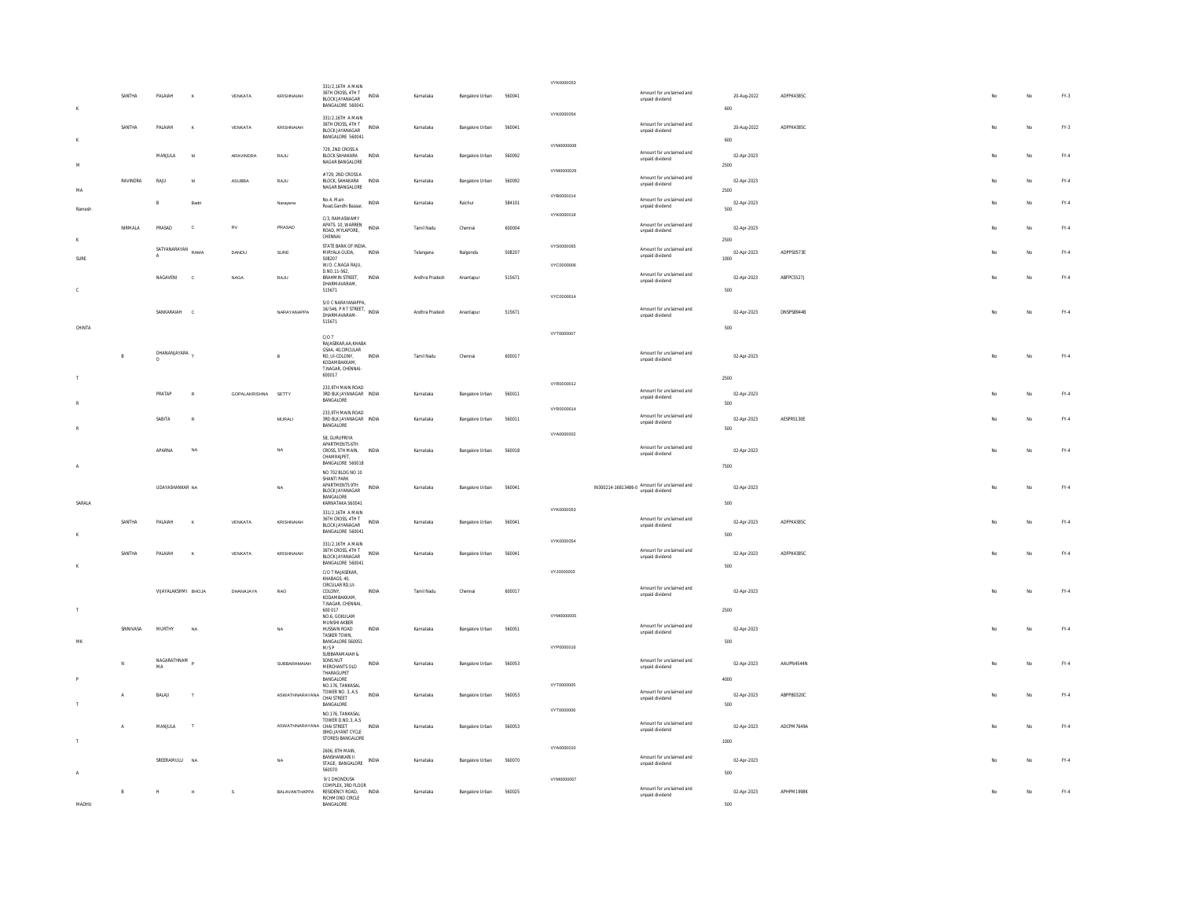| | | | | | | | | | | | | | | | | | | | | |
|---|---|---|---|---|---|---|---|---|---|---|---|---|---|---|---|---|---|---|---|---|
| K | SANTHA | PALAIAH | K | VENKATA | KRISHNAIAH | 331/2,16TH A MAIN 36TH CROSS, 4TH T BLOCK JAYANAGAR BANGALORE 560041 | INDIA | Karnataka | Bangalore Urban | 560041 | VYK0000053 | | Amount for unclaimed and unpaid dividend | 600 | 20-Aug-2022 | ADFPK4385C | | No | No | FY-3 |
| K | SANTHA | PALAIAH | K | VENKATA | KRISHNAIAH | 331/2,16TH A MAIN 36TH CROSS, 4TH T BLOCK JAYANAGAR BANGALORE 560041 | INDIA | Karnataka | Bangalore Urban | 560041 | VYK0000054 | | Amount for unclaimed and unpaid dividend | 600 | 20-Aug-2022 | ADFPK4385C | | No | No | FY-3 |
| M | | MANJULA | M | ARAVINDRA | RAJU | 729, 2ND CROSS A BLOCK SAHAKARA NAGAR BANGALORE | INDIA | Karnataka | Bangalore Urban | 560092 | VYM0000008 | | Amount for unclaimed and unpaid dividend | 2500 | 02-Apr-2023 | | | No | No | FY-4 |
| MA | RAVINDRA | RAJU | M | ASUBBA | RAJU | #729, 2ND CROSS A BLOCK, SAHAKARA NAGAR BANGALORE | INDIA | Karnataka | Bangalore Urban | 560092 | VYM0000029 | | Amount for unclaimed and unpaid dividend | 2500 | 02-Apr-2023 | | | No | No | FY-4 |
| Ramesh | | B | Badri | | Narayana | No.4, Main Road,Gandhi Bazaar, | INDIA | Karnataka | Raichur | 584101 | VYB0000014 | | Amount for unclaimed and unpaid dividend | 500 | 02-Apr-2023 | | | No | No | FY-4 |
| K | NIRMALA | PRASAD | C | RV | PRASAD | C/3, RAMASWAMY APATS. 10, WARREN ROAD, MYLAPORE, CHENNAI | INDIA | Tamil Nadu | Chennai | 600004 | VYK0000018 | | Amount for unclaimed and unpaid dividend | 2500 | 02-Apr-2023 | | | No | No | FY-4 |
| SURE | | SATYANARAYAN A | RAMA | DANDU | SURE | STATE BANK OF INDIA, MIRYALA GUDA, 508207 | INDIA | Telangana | Nalgonda | 508207 | VYS0000065 | | Amount for unclaimed and unpaid dividend | 1000 | 02-Apr-2023 | ADPPS0573E | | No | No | FY-4 |
| C | | NAGAVENI | C | NAGA | RAJU | W/O. C.NAGA RAJU, D.NO.11-562, BRAHMIN STREET, DHARMAVARAM, 515671 | INDIA | Andhra Pradesh | Anantapur | 515671 | VYC0000006 | | Amount for unclaimed and unpaid dividend | 500 | 02-Apr-2023 | ABFPC5527J | | No | No | FY-4 |
| CHINTA | | SANKARAIAH | C | | NARAYANAPPA | S/O C NARAYANAPPA, 16/546, P R T STREET, DHARMAVARAM - 515671 | INDIA | Andhra Pradesh | Anantapur | 515671 | VYC0000014 | | Amount for unclaimed and unpaid dividend | 500 | 02-Apr-2023 | DNSPS8944B | | No | No | FY-4 |
| T | B | DHANANJAYARA O | T | | B | C/O T RAJASEKAR,AA;KHABA GSAA, 40,CIRCULAR RD, UI-COLONY, KODAMBAKKAM, T.NAGAR, CHENNAI-600017 | INDIA | Tamil Nadu | Chennai | 600017 | VYT0000007 | | Amount for unclaimed and unpaid dividend | 2500 | 02-Apr-2023 | | | No | No | FY-4 |
| R | | PRATAP | R | GOPALAKRISHNA | SETTY | 233,9TH MAIN ROAD 3RD BLK JAYANAGAR BANGALORE | INDIA | Karnataka | Bangalore Urban | 560011 | VYR0000012 | | Amount for unclaimed and unpaid dividend | 500 | 02-Apr-2023 | | | No | No | FY-4 |
| R | | SABITA | R | | MURALI | 233,9TH MAIN ROAD 3RD BLK JAYANAGAR BANGALORE | INDIA | Karnataka | Bangalore Urban | 560011 | VYR0000014 | | Amount for unclaimed and unpaid dividend | 500 | 02-Apr-2023 | AESPR5130E | | No | No | FY-4 |
| A | | APARNA | NA | | NA | 58, GURUPRIYA APARTMENTS 6TH CROSS, 5TH MAIN, CHAMRAJPET, BANGALORE 560018 | INDIA | Karnataka | Bangalore Urban | 560018 | VYA0000002 | | Amount for unclaimed and unpaid dividend | 7500 | 02-Apr-2023 | | | No | No | FY-4 |
| SARALA | | UDAYASHANKAR | NA | | NA | NO 702 BLDG NO 10 SHANTI PARK APARTMENTS 9TH BLOCK JAYANAGAR BANGALORE KARNATAKA 560041 | INDIA | Karnataka | Bangalore Urban | 560041 | | IN300214-16813486-0 | Amount for unclaimed and unpaid dividend | 500 | 02-Apr-2023 | | | No | No | FY-4 |
| K | SANTHA | PALAIAH | K | VENKATA | KRISHNAIAH | 331/2,16TH A MAIN 36TH CROSS, 4TH T BLOCK JAYANAGAR BANGALORE 560041 | INDIA | Karnataka | Bangalore Urban | 560041 | VYK0000053 | | Amount for unclaimed and unpaid dividend | 500 | 02-Apr-2023 | ADFPK4385C | | No | No | FY-4 |
| K | SANTHA | PALAIAH | K | VENKATA | KRISHNAIAH | 331/2,16TH A MAIN 36TH CROSS, 4TH T BLOCK JAYANAGAR BANGALORE 560041 | INDIA | Karnataka | Bangalore Urban | 560041 | VYK0000054 | | Amount for unclaimed and unpaid dividend | 500 | 02-Apr-2023 | ADFPK4385C | | No | No | FY-4 |
| T | | VIJAYALAKSHMI | BHOJA | DHANAJAYA | RAO | C/O T RAJASEKAR, KHABAGS, 40, CIRCULAR RD,UI-COLONY, KODAMBAKKAM, T.NAGAR, CHENNAI, 600 017 | INDIA | Tamil Nadu | Chennai | 600017 | VYJ0000003 | | Amount for unclaimed and unpaid dividend | 2500 | 02-Apr-2023 | | | No | No | FY-4 |
| MK | SRINIVASA | MURTHY | NA | | NA | NO.6, GOKULAM MUNSHI AKBER HUSSAIN ROAD TASKER TOWN, BANGALORE 560051 | INDIA | Karnataka | Bangalore Urban | 560051 | VYM0000005 | | Amount for unclaimed and unpaid dividend | 500 | 02-Apr-2023 | | | No | No | FY-4 |
| P | N | NAGARATHNAM MA | P | | SUBBARAMAIAH | M/S P SUBBARAMAIAH & SONS NUT MERCHANTS OLD THARAGUPET BANGALORE | INDIA | Karnataka | Bangalore Urban | 560053 | VYP0000016 | | Amount for unclaimed and unpaid dividend | 4000 | 02-Apr-2023 | AAUPN4544N | | No | No | FY-4 |
| T | A | BALAJI | T | | ASWATHNARAYANA | NO.176, TANKASAL TOWER NO. 3, A.S CHAI STREET BANGALORE | INDIA | Karnataka | Bangalore Urban | 560053 | VYT0000005 | | Amount for unclaimed and unpaid dividend | 500 | 02-Apr-2023 | ABPPB0320C | | No | No | FY-4 |
| T | A | MANJULA | T | | ASWATHNARAYANA | NO.176, TANKASAL TOWER D.NO.3, A.S CHAI STREET (BHD.JAYANT CYCLE STORES) BANGALORE | INDIA | Karnataka | Bangalore Urban | 560053 | VYT0000006 | | Amount for unclaimed and unpaid dividend | 1000 | 02-Apr-2023 | ADCPM7649A | | No | No | FY-4 |
| A | | SREERAMULU | NA | | NA | 2606, 8TH MAIN, BANSHANKARI II STAGE, BANGALORE 560070 | INDIA | Karnataka | Bangalore Urban | 560070 | VYA0000010 | | Amount for unclaimed and unpaid dividend | 500 | 02-Apr-2023 | | | No | No | FY-4 |
| MADHU | B | H | H | S | BALAVANTHAPPA | 9/1 DHONDUSA COMPLEX, 3RD FLOOR RESIDENCY ROAD, RICHMOND CIRCLE BANGALORE | INDIA | Karnataka | Bangalore Urban | 560025 | VYM0000067 | | Amount for unclaimed and unpaid dividend | 500 | 02-Apr-2023 | APHPM1998K | | No | No | FY-4 |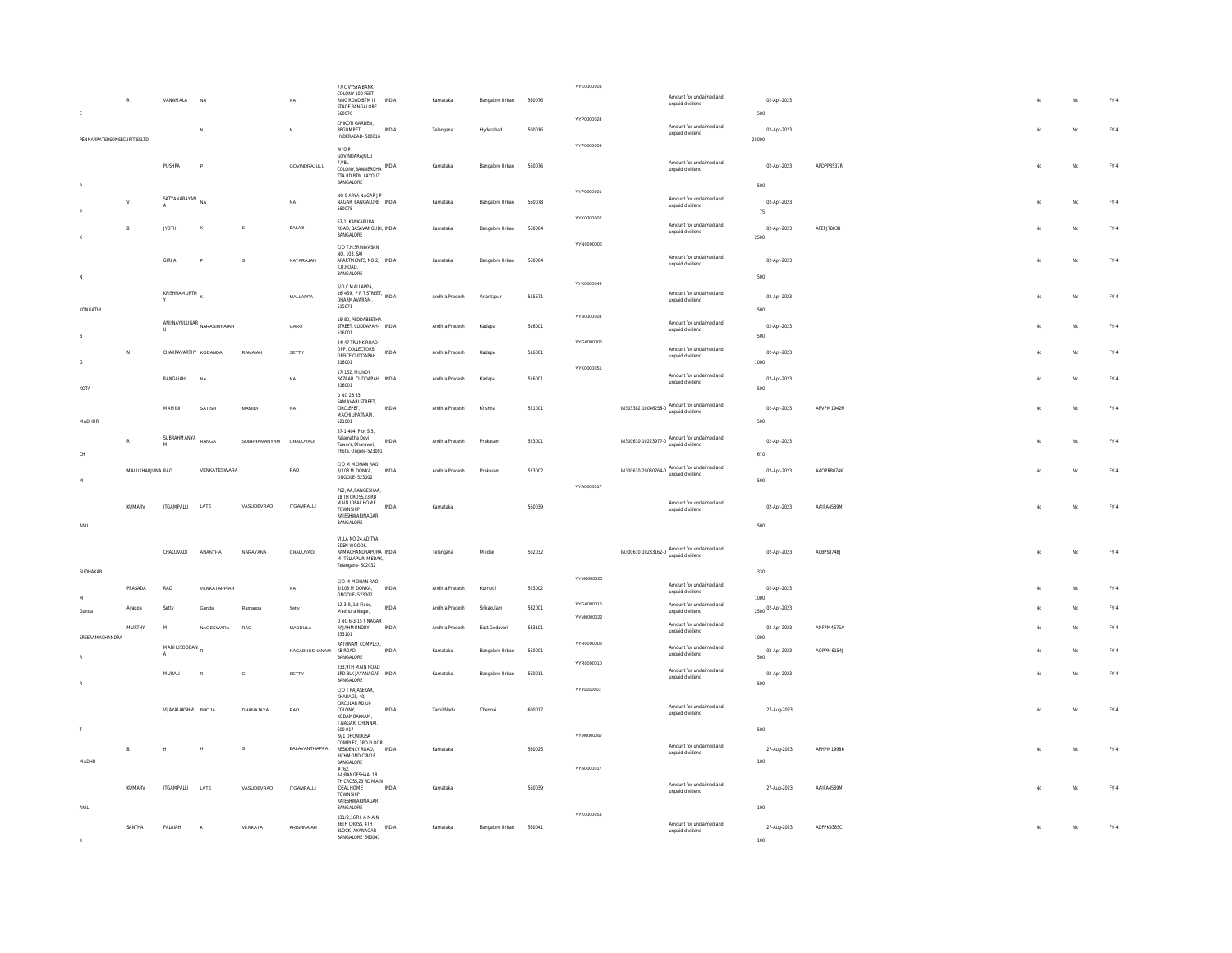| | | | | | | | | | | | | | | | | | | | |
|---|---|---|---|---|---|---|---|---|---|---|---|---|---|---|---|---|---|---|---|
| E | R | VANAMALA | NA | | NA | 77/C VYSYA BANK COLONY 100 FEET RING ROAD BTM II STAGE BANGALORE 560076 | INDIA | Karnataka | Bangalore Urban | 560076 | VYE0000003 | | Amount for unclaimed and unpaid dividend | 500 | 02-Apr-2023 | | No | No | FY-4 |
| PENNARPATERSONSECURITIESLTD | | | N | | N | CHIKOTI GARDEN, BEGUMPET, HYDERABAD- 500016 | INDIA | Telangana | Hyderabad | 500016 | VYP0000024 | | Amount for unclaimed and unpaid dividend | 25000 | 02-Apr-2023 | | No | No | FY-4 |
| P | | PUSHPA | P | | GOVINDRAJULU | W/O P GOVINDARAJULU 7,VBL COLONY,BANNERGHATTA RD,BTM LAYOUT BANGALORE | INDIA | Karnataka | Bangalore Urban | 560076 | VYP0000009 | | Amount for unclaimed and unpaid dividend | 500 | 02-Apr-2023 | APOPP3537R | No | No | FY-4 |
| P | V | SATYANARAYAN A | NA | | NA | NO 9 ARYA NAGAR J P NAGAR BANGALORE 560078 | INDIA | Karnataka | Bangalore Urban | 560078 | VYP0000001 | | Amount for unclaimed and unpaid dividend | 75 | 02-Apr-2023 | | No | No | FY-4 |
| K | B | JYOTHI | K | S | BALAJI | 67-1, KANKAPURA ROAD, BASAVANGUDI, BANGALORE | INDIA | Karnataka | Bangalore Urban | 560004 | VYK0000002 | | Amount for unclaimed and unpaid dividend | 2500 | 02-Apr-2023 | AFEPJ7803B | No | No | FY-4 |
| N | | GIRIJA | P | S | NATARAJAN | C/O T.N.SRINIVASAN NO. 103, SAI APARTMENTS, NO.2, K.R.ROAD, BANGALORE | INDIA | Karnataka | Bangalore Urban | 560004 | VYN0000006 | | Amount for unclaimed and unpaid dividend | 500 | 02-Apr-2023 | | No | No | FY-4 |
| KONGATHI | | KRISHNAMURTH Y | K | | MALLAPPA | S/O C MALLAPPA, 16/469, P R T STREET, DHARMAVARAM, 515671 | INDIA | Andhra Pradesh | Anantapur | 515671 | VYK0000049 | | Amount for unclaimed and unpaid dividend | 500 | 02-Apr-2023 | | No | No | FY-4 |
| B | | ANJINAYULUGAR U | NARASIMHAIAH | | GARU | 15/80, PEDDABESTHA STREET, CUDDAPAH-516001 | INDIA | Andhra Pradesh | Kadapa | 516001 | VYB0000004 | | Amount for unclaimed and unpaid dividend | 500 | 02-Apr-2023 | | No | No | FY-4 |
| G | N | CHAKRAVARTHY | KODANDA | RAMAIAH | SETTY | 24/47 TRUNK ROAD OPP. COLLECTORS OFFICE CUDDAPAH 516001 | INDIA | Andhra Pradesh | Kadapa | 516001 | VYG0000005 | | Amount for unclaimed and unpaid dividend | 1000 | 02-Apr-2023 | | No | No | FY-4 |
| KOTA | | RANGAIAH | NA | | NA | 17/162, MUNDY BAZAAR CUDDAPAH 516001 | INDIA | Andhra Pradesh | Kadapa | 516001 | VYK0000051 | | Amount for unclaimed and unpaid dividend | 500 | 02-Apr-2023 | | No | No | FY-4 |
| MADHURI | | MAMIDI | SATISH | MAMIDI | NA | D NO 28 33, SAMAVARI STREET, CIRCLEPET, MACHILIPATNAM, 521001 | INDIA | Andhra Pradesh | Krishna | 521001 | | IN303382-10046258-0 | Amount for unclaimed and unpaid dividend | 500 | 02-Apr-2023 | ARVPM1942R | No | No | FY-4 |
| CH | R | SUBRAHMANYA M | RANGA | SUBRAHMANYAM | CHALUVADI | 37-1-404, Plot S-5, Rajamatha Devi Towers, Dharavari, Thota, Ongole-523001 | INDIA | Andhra Pradesh | Prakasam | 523001 | | IN300610-10223977-0 | Amount for unclaimed and unpaid dividend | 670 | 02-Apr-2023 | | No | No | FY-4 |
| M | MALLIKHARJUNA RAO | | VENKATESWARA | | RAO | C/O M MOHAN RAO, B/108 M DONKA, ONGOLE-523002 | INDIA | Andhra Pradesh | Prakasam | 523002 | | IN300610-20030764-0 | Amount for unclaimed and unpaid dividend | 500 | 02-Apr-2023 | AAOPR8074K | No | No | FY-4 |
| ANIL | KUMARV | ITGAMPALLI | LATE | VASUDEVRAO | ITGAMPALLI | 762, AA/RANGESHAA; 18 TH CROSS,23 RD MAIN IDEAL HOME TOWNSHIP RAJESHWARINAGAR BANGALORE | INDIA | Karnataka | | 560039 | VYA0000017 | | Amount for unclaimed and unpaid dividend | 500 | 02-Apr-2023 | AAJPA4589M | No | No | FY-4 |
| SUDHAKAR | | CHALUVADI | ANANTHA | NARAYANA | CHALUVADI | VILLA NO 24,ADITYA EDEN WOODS, RAMACHANDRAPURAM, TELLAPUR, MEDAK, Telangana- 502032 | INDIA | Telangana | Medak | 502032 | | IN300610-10283162-0 | Amount for unclaimed and unpaid dividend | 330 | 02-Apr-2023 | ACBPS8748J | No | No | FY-4 |
| M | PRASADA | RAO | VENKATAPPIAH | | NA | C/O M MOHAN RAO, B/108 M DONKA, ONGOLE- 523002 | INDIA | Andhra Pradesh | Kurnool | 523002 | VYM0000020 | | Amount for unclaimed and unpaid dividend | 1000 | 02-Apr-2023 | | No | No | FY-4 |
| Gunda | Ayappa | Setty | Gunda | Ramappa | Setty | 12-3-9, 1st Floor, Madhura Nagar, | INDIA | Andhra Pradesh | Srikakulam | 532001 | VYG0000015 | | Amount for unclaimed and unpaid dividend | 2500 | 02-Apr-2023 | | No | No | FY-4 |
| SREERAMACHANDRA | MURTHY | M | NAGESWARA | RAO | MADDULA | D NO 6-3-15 T NAGAR RAJAHMUNDRY 533101 | INDIA | Andhra Pradesh | East Godavari | 533101 | VYM0000022 | | Amount for unclaimed and unpaid dividend | 1000 | 02-Apr-2023 | ANFPM4676A | No | No | FY-4 |
| R | | MADHUSOODAN A | R | | NAGABHUSHANAM | RATHNAM COMPLEX, KB ROAD, BANGALORE | INDIA | Karnataka | Bangalore Urban | 560001 | VYR0000008 | | Amount for unclaimed and unpaid dividend | 500 | 02-Apr-2023 | AQPPM6154J | No | No | FY-4 |
| R | | MURALI | R | G | SETTY | 233,9TH MAIN ROAD 3RD BLK JAYANAGAR BANGALORE | INDIA | Karnataka | Bangalore Urban | 560011 | VYR0000010 | | Amount for unclaimed and unpaid dividend | 500 | 02-Apr-2023 | | No | No | FY-4 |
| T | | VIJAYALAKSHMI | BHOJA | DHANAJAYA | RAO | C/O T RAJASEKAR, KHABAGS, 40, CIRCULAR RD,UI-COLONY, KODAMBAKKAM, T.NAGAR, CHENNAI, 600 017 | INDIA | Tamil Nadu | Chennai | 600017 | VYJ0000003 | | Amount for unclaimed and unpaid dividend | 500 | 27-Aug-2023 | | No | No | FY-4 |
| MADHU | B | H | H | S | BALAVANTHAPPA | 9/1 DHONDUSA COMPLEX, 3RD FLOOR RESIDENCY ROAD, RICHMOND CIRCLE BANGALORE | INDIA | Karnataka | | 560025 | VYM0000067 | | Amount for unclaimed and unpaid dividend | 100 | 27-Aug-2023 | APHPM1998K | No | No | FY-4 |
| ANIL | KUMARV | ITGAMPALLI | LATE | VASUDEVRAO | ITGAMPALLI | #762, AA/RANGESHAA; 18 TH CROSS,23 RD MAIN IDEAL HOME TOWNSHIP RAJESHWARINAGAR BANGALORE | INDIA | Karnataka | | 560039 | VYA0000017 | | Amount for unclaimed and unpaid dividend | 100 | 27-Aug-2023 | AAJPA4589M | No | No | FY-4 |
| K | SANTHA | PALAIAH | K | VENKATA | KRISHNAIAH | 331/2,16TH A MAIN 36TH CROSS, 4TH T BLOCK JAYANAGAR BANGALORE 560041 | INDIA | Karnataka | Bangalore Urban | 560041 | VYK0000053 | | Amount for unclaimed and unpaid dividend | 100 | 27-Aug-2023 | ADFPK4385C | No | No | FY-4 |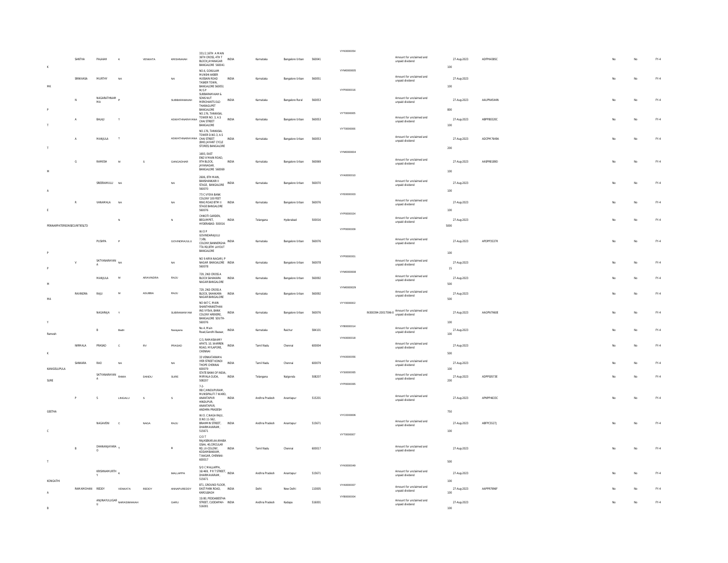| | | | | | | | | | | | | | | | | | | | | |
|---|---|---|---|---|---|---|---|---|---|---|---|---|---|---|---|---|---|---|---|---|
| K | SANTHA | PALAIAH | K | VENKATA | KRISHNAIAH | 331/2,16TH A MAIN 36TH CROSS, 4TH T BLOCK JAYANAGAR BANGALORE 560041 | INDIA | Karnataka | Bangalore Urban | 560041 | VYK0000054 | | Amount for unclaimed and unpaid dividend | 100 | 27-Aug-2023 | ADFPK4385C | | No | No | FY-4 |
| MK | SRINIVASA | MURTHY | NA | | NA | NO.6, GOKULAM MUNSHI AKBER HUSSAIN ROAD TASKER TOWN, BANGALORE 560051 | INDIA | Karnataka | Bangalore Urban | 560051 | VYM0000005 | | Amount for unclaimed and unpaid dividend | 100 | 27-Aug-2023 | | | No | No | FY-4 |
| P | N | NAGARATHNAM MA | P | | SUBBARAMAIAH | M/S P SUBBARAMAIAH & SONS NUT MERCHANTS OLD THARAGUPET BANGALORE | INDIA | Karnataka | Bangalore Rural | 560053 | VYP0000016 | | Amount for unclaimed and unpaid dividend | 800 | 27-Aug-2023 | AAUPN4544N | | No | No | FY-4 |
| T | A | BALAJI | T | | ASWATHNARAYANA | NO.176, TANKASAL TOWER NO. 3, A.S CHAI STREET BANGALORE | INDIA | Karnataka | Bangalore Urban | 560053 | VYT0000005 | | Amount for unclaimed and unpaid dividend | 100 | 27-Aug-2023 | ABPPB0320C | | No | No | FY-4 |
| T | A | MANJULA | T | | ASWATHNARAYANA | NO.176, TANKASAL TOWER D.NO.3, A.S CHAI STREET (BHD.JAYANT CYCLE STORES) BANGALORE | INDIA | Karnataka | Bangalore Urban | 560053 | VYT0000006 | | Amount for unclaimed and unpaid dividend | 200 | 27-Aug-2023 | ADCPM7649A | | No | No | FY-4 |
| M | G | RAMESH | M | S | GANGADHAR | 1693, EAST END'A'MAIN ROAD, 9TH BLOCK, JAYANAGAR, BANGALORE 560069 | INDIA | Karnataka | Bangalore Urban | 560069 | VYM0000004 | | Amount for unclaimed and unpaid dividend | 100 | 27-Aug-2023 | AASPR8189D | | No | No | FY-4 |
| A | | SREERAMULU | NA | | NA | 2606, 8TH MAIN, BANSHANKARI II STAGE, BANGALORE 560070 | INDIA | Karnataka | Bangalore Urban | 560070 | VYA0000010 | | Amount for unclaimed and unpaid dividend | 100 | 27-Aug-2023 | | | No | No | FY-4 |
| E | R | VANAMALA | NA | | NA | 77/C VYSYA BANK COLONY 100 FEET RING ROAD BTM II STAGE BANGALORE 560076 | INDIA | Karnataka | Bangalore Urban | 560076 | VYE0000003 | | Amount for unclaimed and unpaid dividend | 100 | 27-Aug-2023 | | | No | No | FY-4 |
| PENNARPATERSONSECURITIESLTD | | | N | | N | CHIKOTI GARDEN, BEGUMPET, HYDERABAD- 500016 | INDIA | Telangana | Hyderabad | 500016 | VYP0000024 | | Amount for unclaimed and unpaid dividend | 5000 | 27-Aug-2023 | | | No | No | FY-4 |
| P | | PUSHPA | P | | GOVINDRAJULU | W/O P GOVINDARAJULU 7,VBL COLONY,BANNERGHATTA RD,BTM LAYOUT BANGALORE | INDIA | Karnataka | Bangalore Urban | 560076 | VYP0000009 | | Amount for unclaimed and unpaid dividend | 100 | 27-Aug-2023 | APDPP3537R | | No | No | FY-4 |
| P | V | SATYANARAYANA | NA | | NA | NO.9 ARYA NAGAR J P NAGAR BANGALORE 560078 | INDIA | Karnataka | Bangalore Urban | 560078 | VYP0000001 | | Amount for unclaimed and unpaid dividend | 15 | 27-Aug-2023 | | | No | No | FY-4 |
| M | | MANJULA | M | ARAVINDRA | RAJU | 729, 2ND CROSS A BLOCK SAHAKARA NAGAR BANGALORE | INDIA | Karnataka | Bangalore Urban | 560092 | VYM0000008 | | Amount for unclaimed and unpaid dividend | 500 | 27-Aug-2023 | | | No | No | FY-4 |
| MA | RAVINDRA | RAJU | M | ASUBBA | RAJU | 729, 2ND CROSS A BLOCK, SAHAKARA NAGAR BANGALORE | INDIA | Karnataka | Bangalore Urban | 560092 | VYM0000029 | | Amount for unclaimed and unpaid dividend | 500 | 27-Aug-2023 | | | No | No | FY-4 |
| Y | | NAGARAJA | Y | | SUBRAMANYAM | NO 647 C, MAIN SHANTHINIKETHAN ING VYSVA, BANK COLONY AREKERE, BANGALORE SOUTH-560076 | INDIA | Karnataka | Bangalore Urban | 560076 | VYY0000002 | IN300394-20017596-0 | Amount for unclaimed and unpaid dividend | 100 | 27-Aug-2023 | AAGPN7960E | | No | No | FY-4 |
| Ramesh | | B | Badri | | Narayana | No.4, Main Road,Gandhi Bazaar, | INDIA | Karnataka | Raichur | 584101 | VYB0000014 | | Amount for unclaimed and unpaid dividend | 100 | 27-Aug-2023 | | | No | No | FY-4 |
| K | NIRMALA | PRASAD | C | RV | PRASAD | C/3, RAMASWAMY APATS. 10, WARREN ROAD, MYLAPORE, CHENNAI | INDIA | Tamil Nadu | Chennai | 600004 | VYK0000018 | | Amount for unclaimed and unpaid dividend | 500 | 27-Aug-2023 | | | No | No | FY-4 |
| KANIGELUPULA | SANKARA | RAO | NA | | NA | 33 VENKATARAMA IYER STREET KONDI THOPE CHENNAI 600079 | INDIA | Tamil Nadu | Chennai | 600079 | VYK0000056 | | Amount for unclaimed and unpaid dividend | 100 | 27-Aug-2023 | | | No | No | FY-4 |
| SURE | | SATYANARAYANA | RAMA | DANDU | SURE | STATE BANK OF INDIA, MIRYALA GUDA, 508207 | INDIA | Telangana | Nalgonda | 508207 | VYS0000065 | | Amount for unclaimed and unpaid dividend | 200 | 27-Aug-2023 | ADPPS0573E | | No | No | FY-4 |
| GEETHA | P | S | LINGALU | S | S | 7-2-99/C,HINDUPURAM, MUNSIPALITI 7 WARD, ANANTAPUR HINDUPUR, ANANTAPUR, ANDHRA PRADESH | INDIA | Andhra Pradesh | Anantapur | 515201 | VYP0000065 | | Amount for unclaimed and unpaid dividend | 750 | 27-Aug-2023 | APNPP4633C | | No | No | FY-4 |
| C | | NAGAVENI | C | NAGA | RAJU | W/O. C.NAGA RAJU, D.NO.11-562, BRAHMIN STREET, DHARMAVARAM, 515671 | INDIA | Andhra Pradesh | Anantapur | 515671 | VYC0000006 | | Amount for unclaimed and unpaid dividend | 100 | 27-Aug-2023 | ABFPC5527J | | No | No | FY-4 |
| T | B | DHANANJAYARAO | T | | B | C/O T RAJASEKAR,AA:KHABA GSAA, 40,CIRCULAR RD. UI-COLONY, KODAMBAKKAM, T.NAGAR, CHENNAI-600017 | INDIA | Tamil Nadu | Chennai | 600017 | VYT0000007 | | Amount for unclaimed and unpaid dividend | 500 | 27-Aug-2023 | | | No | No | FY-4 |
| KONGATHI | | KRISHNAMURTHY | K | | MALLAPPA | S/O C MALLAPPA, 16/469, P R T STREET, DHARMAVARAM, 515671 | INDIA | Andhra Pradesh | Anantapur | 515671 | VYK0000049 | | Amount for unclaimed and unpaid dividend | 100 | 27-Aug-2023 | | | No | No | FY-4 |
| A | RAMAMOHAN | REDDY | VENKATA | REDDY | ANNAPUREDDY | 871, GROUND FLOOR, EAST PARK ROAD, KAROLBAGH | INDIA | Delhi | New Delhi | 110005 | VYA0000007 | | Amount for unclaimed and unpaid dividend | 100 | 27-Aug-2023 | AAPPR7996F | | No | No | FY-4 |
| B | | ANJINAYULUGARU | NARASIMHAIAH | | GARU | 15/80, PEDDABESTHA STREET, CUDDAPAH-516001 | INDIA | Andhra Pradesh | Kadapa | 516001 | VYB0000004 | | Amount for unclaimed and unpaid dividend | 100 | 27-Aug-2023 | | | No | No | FY-4 |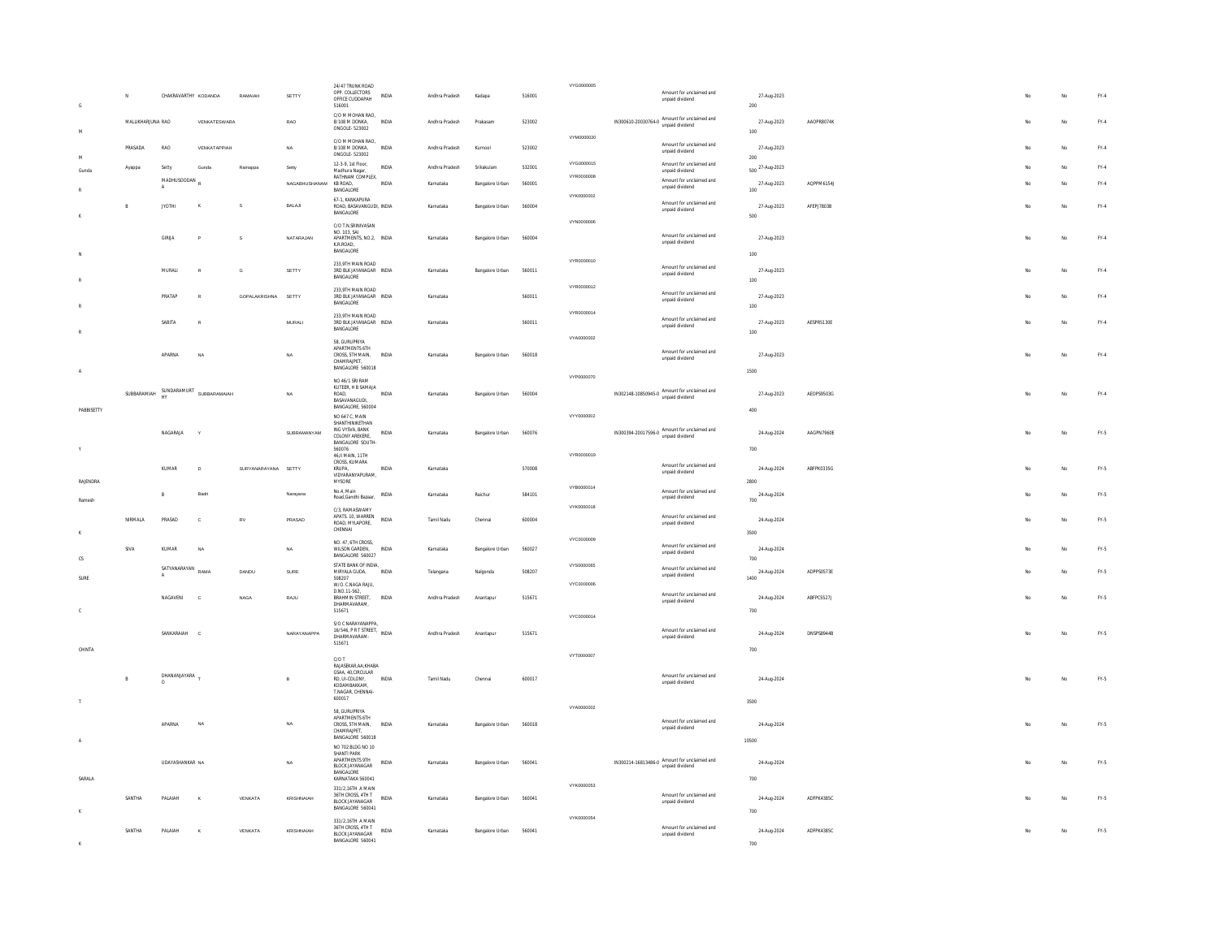| | | | | | | | | | | | | | | | | | | | |
|---|---|---|---|---|---|---|---|---|---|---|---|---|---|---|---|---|---|---|---|
| G | N | CHAKRAVARTHY | KODANDA | RAMAIAH | SETTY | 24/47 TRUNK ROAD OPP. COLLECTORS OFFICE CUDDAPAH 516001 | INDIA | Andhra Pradesh | Kadapa | 516001 | YYG0000005 | | Amount for unclaimed and unpaid dividend | 200 | 27-Aug-2023 | | No | No | FY-4 |
| M | MALLIKHARJUNA | RAO | VENKATESWARA | | RAO | C/O M MOHAN RAO, B/108 M DONKA, ONGOLE- 523002 | INDIA | Andhra Pradesh | Prakasam | 523002 | | IN300610-20030764-0 | Amount for unclaimed and unpaid dividend | 100 | 27-Aug-2023 | AAOPR8074K | No | No | FY-4 |
| M | PRASADA | RAO | VENKATAPPIAH | | NA | C/O M MOHAN RAO, B/108 M DONKA, ONGOLE- 523002 | INDIA | Andhra Pradesh | Kurnool | 523002 | YVM0000020 | | Amount for unclaimed and unpaid dividend | 200 | 27-Aug-2023 | | No | No | FY-4 |
| Gunda | Ayappa | Setty | Gunda | Ramappa | Setty | 12-3-9, 1st Floor, Madhura Nagar, | INDIA | Andhra Pradesh | Srikakulam | 532001 | YYG0000015 | | Amount for unclaimed and unpaid dividend | 500 | 27-Aug-2023 | | No | No | FY-4 |
| R | | MADHUSOODAN A | R | | NAGABHUSHANAM | RATHNAM COMPLEX, KB ROAD, BANGALORE | INDIA | Karnataka | Bangalore Urban | 560001 | YYR0000008 | | Amount for unclaimed and unpaid dividend | 100 | 27-Aug-2023 | AQPPM6154J | No | No | FY-4 |
| K | B | JYOTHI | K | S | BALAJI | 67-1, KANKAPURA ROAD, BASAVANGUDI, BANGALORE | INDIA | Karnataka | Bangalore Urban | 560004 | YYK0000002 | | Amount for unclaimed and unpaid dividend | 500 | 27-Aug-2023 | AFEPJ7803B | No | No | FY-4 |
| N | | GIRIJA | P | S | NATARAJAN | C/O T.N.SRINIVASAN NO. 103, SAI APARTMENTS, NO.2, K.R.ROAD, BANGALORE | INDIA | Karnataka | Bangalore Urban | 560004 | YYN0000006 | | Amount for unclaimed and unpaid dividend | 100 | 27-Aug-2023 | | No | No | FY-4 |
| R | | MURALI | R | G | SETTY | 233,9TH MAIN ROAD 3RD BLK JAYANAGAR BANGALORE | INDIA | Karnataka | | 560011 | YYR0000010 | | Amount for unclaimed and unpaid dividend | 100 | 27-Aug-2023 | | No | No | FY-4 |
| R | | PRATAP | R | GOPALAKRISHNA | SETTY | 233,9TH MAIN ROAD 3RD BLK JAYANAGAR BANGALORE | INDIA | Karnataka | | 560011 | YYR0000012 | | Amount for unclaimed and unpaid dividend | 100 | 27-Aug-2023 | | No | No | FY-4 |
| R | | SABITA | R | | MURALI | 233,9TH MAIN ROAD 3RD BLK JAYANAGAR BANGALORE | INDIA | Karnataka | | 560011 | YYR0000014 | | Amount for unclaimed and unpaid dividend | 100 | 27-Aug-2023 | AESPR5130E | No | No | FY-4 |
| A | | APARNA | NA | | NA | 58, GURUPRIYA APARTMENTS 6TH CROSS, 5TH MAIN, CHAMRAJPET, BANGALORE 560018 | INDIA | Karnataka | Bangalore Urban | 560018 | YYA0000002 | | Amount for unclaimed and unpaid dividend | 1500 | 27-Aug-2023 | | No | No | FY-4 |
| PABBISETTY | SUBBARAMIAH | SUNDARAMURTHY | SUBBARAMAIAH | | NA | NO 46/1 SRI RAM KUTEER, H B SAMAJA ROAD, BASAVANAGUDI, BANGALORE, 560004 | INDIA | Karnataka | Bangalore Urban | 560004 | YYP0000070 | IN302148-10850945-0 | Amount for unclaimed and unpaid dividend | 400 | 27-Aug-2023 | AEOPS9503G | No | No | FY-4 |
| Y | | NAGARAJA | Y | | SUBRAMANYAM | NO 647 C, MAIN SHANTHINIKETHAN ING VYSVA, BANK COLONY AREKERE, BANGALORE SOUTH- 560076 | INDIA | Karnataka | Bangalore Urban | 560076 | YYY0000002 | IN300394-20017596-0 | Amount for unclaimed and unpaid dividend | 700 | 24-Aug-2024 | AAGPN7960E | No | No | FY-5 |
| RAJENDRA | | KUMAR | D | SURYANARAYANA | SETTY | 46,II MAIN, 11TH CROSS, KUMARA KRUPA, VIDYARANYAPURAM, MYSORE | INDIA | Karnataka | | 570008 | YYR0000019 | | Amount for unclaimed and unpaid dividend | 2800 | 24-Aug-2024 | ABFPK0335G | No | No | FY-5 |
| Ramesh | | B | Badri | | Narayana | No.4, Main Road,Gandhi Bazaar, | INDIA | Karnataka | Raichur | 584101 | YYB0000014 | | Amount for unclaimed and unpaid dividend | 700 | 24-Aug-2024 | | No | No | FY-5 |
| K | NIRMALA | PRASAD | C | RV | PRASAD | C/3, RAMASWAMY APATS. 10, WARREN ROAD, MYLAPORE, CHENNAI | INDIA | Tamil Nadu | Chennai | 600004 | YYK0000018 | | Amount for unclaimed and unpaid dividend | 3500 | 24-Aug-2024 | | No | No | FY-5 |
| CS | SIVA | KUMAR | NA | | NA | NO. 47, 6TH CROSS, WILSON GARDEN, BANGALORE 560027 | INDIA | Karnataka | Bangalore Urban | 560027 | YYC0000009 | | Amount for unclaimed and unpaid dividend | 700 | 24-Aug-2024 | | No | No | FY-5 |
| SURE | | SATYANARAYANA | RAMA | DANDU | SURE | STATE BANK OF INDIA, MIRYALA GUDA, 508207 | INDIA | Telangana | Nalgonda | 508207 | YYS0000065 | | Amount for unclaimed and unpaid dividend | 1400 | 24-Aug-2024 | ADPPS0573E | No | No | FY-5 |
| C | | NAGAVENI | C | NAGA | RAJU | W/O. C.NAGA RAJU, D.NO.11-562, BRAHMIN STREET, DHARMAVARAM, 515671 | INDIA | Andhra Pradesh | Anantapur | 515671 | YYC0000006 | | Amount for unclaimed and unpaid dividend | 700 | 24-Aug-2024 | ABFPC5527J | No | No | FY-5 |
| CHINTA | | SANKARAIAH | C | | NARAYANAPPA | S/O C NARAYANAPPA, 16/546, P R T STREET, DHARMAVARAM- 515671 | INDIA | Andhra Pradesh | Anantapur | 515671 | YYC0000014 | | Amount for unclaimed and unpaid dividend | 700 | 24-Aug-2024 | DNSPS8944B | No | No | FY-5 |
| T | B | DHANANJAYARAO | T | | B | C/O T RAJASEKHAR,AA,KHABA GSAA, 40,CIRCULAR RD, UI-COLONY, KODAMBAKKAM, T.NAGAR, CHENNAI- 600017 | INDIA | Tamil Nadu | Chennai | 600017 | YYT0000007 | | Amount for unclaimed and unpaid dividend | 3500 | 24-Aug-2024 | | No | No | FY-5 |
| A | | APARNA | NA | | NA | 58, GURUPRIYA APARTMENTS 6TH CROSS, 5TH MAIN, CHAMRAJPET, BANGALORE 560018 | INDIA | Karnataka | Bangalore Urban | 560018 | YYA0000002 | | Amount for unclaimed and unpaid dividend | 10500 | 24-Aug-2024 | | No | No | FY-5 |
| SARALA | | UDAYASHANKAR | NA | | NA | NO 702 BLDG NO 10 SHANTI PARK APARTMENTS 9TH BLOCK JAYANAGAR BANGALORE KARNATAKA 560041 | INDIA | Karnataka | Bangalore Urban | 560041 | | IN300214-16813486-0 | Amount for unclaimed and unpaid dividend | 700 | 24-Aug-2024 | | No | No | FY-5 |
| K | SANTHA | PALAIAH | K | VENKATA | KRISHNAIAH | 331/2,16TH A MAIN 36TH CROSS, 4TH T BLOCK JAYANAGAR BANGALORE 560041 | INDIA | Karnataka | Bangalore Urban | 560041 | YYK0000053 | | Amount for unclaimed and unpaid dividend | 700 | 24-Aug-2024 | ADFPK4385C | No | No | FY-5 |
| K | SANTHA | PALAIAH | K | VENKATA | KRISHNAIAH | 331/2,16TH A MAIN 36TH CROSS, 4TH T BLOCK JAYANAGAR BANGALORE 560041 | INDIA | Karnataka | Bangalore Urban | 560041 | YYK0000054 | | Amount for unclaimed and unpaid dividend | 700 | 24-Aug-2024 | ADFPK4385C | No | No | FY-5 |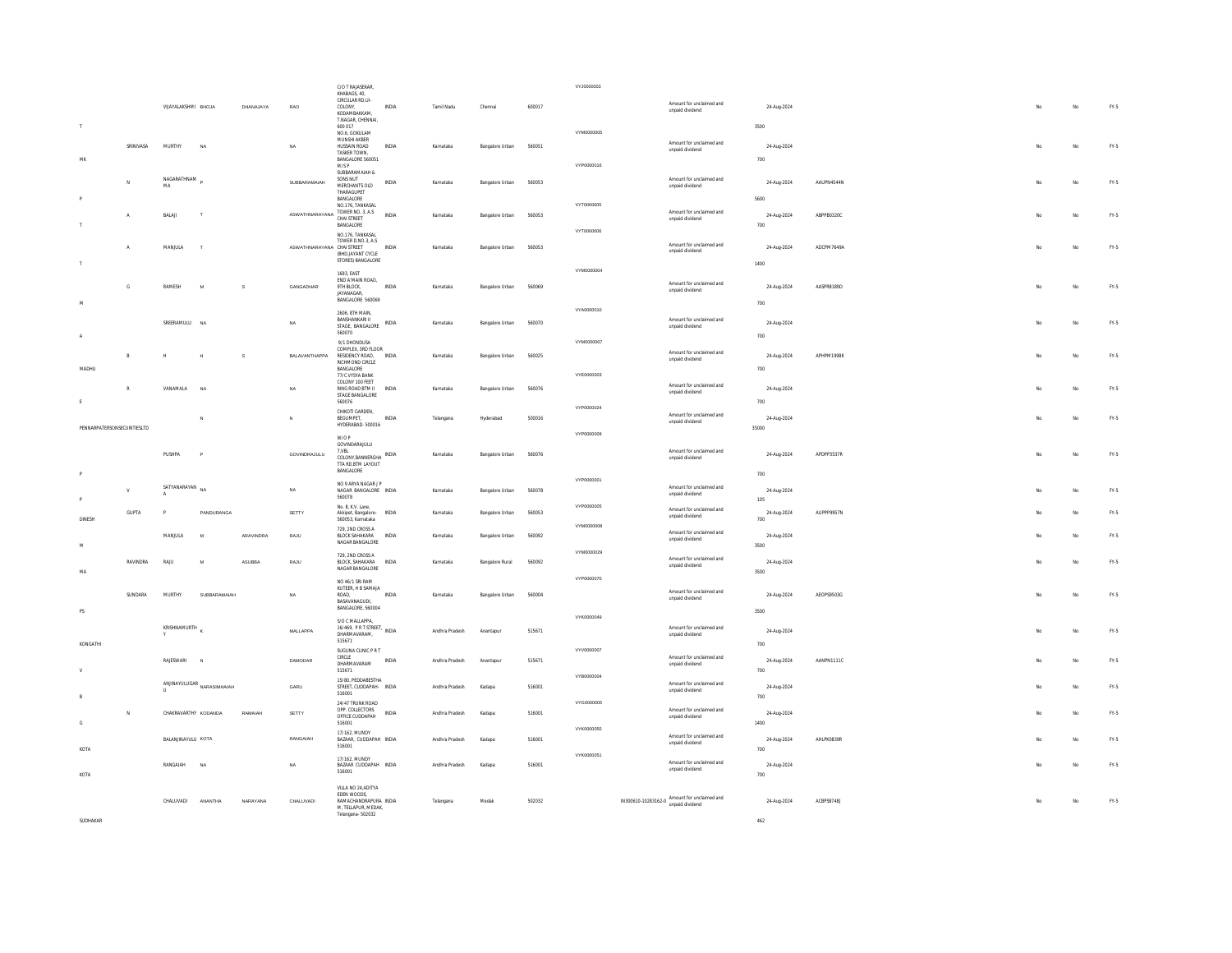| | | | | | | | | | | | | | | | | | | | | |
|---|---|---|---|---|---|---|---|---|---|---|---|---|---|---|---|---|---|---|---|---|
| T | | VIJAYALAKSHMI | BHOJA | DHANAJAYA | RAO | C/O T RAJASEKAR, KHABAGS, 40, CIRCULAR RD,UI-COLONY, KODAMBAKKAM, T.NAGAR, CHENNAI, 600 017 | INDIA | Tamil Nadu | Chennai | 600017 | VYJ0000003 | | Amount for unclaimed and unpaid dividend | 3500 | 24-Aug-2024 | | | No | No | FY-5 |
| MK | SRINIVASA | MURTHY | NA | | NA | NO.6, GOKULAM MUNSHI AKBER HUSSAIN ROAD TASKER TOWN, BANGALORE 560051 | INDIA | Karnataka | Bangalore Urban | 560051 | VYM0000005 | | Amount for unclaimed and unpaid dividend | 700 | 24-Aug-2024 | | | No | No | FY-5 |
| P | N | NAGARATHNAMMA | P | | SUBBARAMAIAH | M/S P SUBBARAMAIAH & SONS NUT MERCHANTS OLD THARAGUPET BANGALORE | INDIA | Karnataka | Bangalore Urban | 560053 | VYP0000016 | | Amount for unclaimed and unpaid dividend | 5600 | 24-Aug-2024 | AAUPN4544N | | No | No | FY-5 |
| T | A | BALAJI | T | | ASWATHNARAYANA | NO.176, TANKASAL TOWER NO. 3, A.S CHAI STREET BANGALORE | INDIA | Karnataka | Bangalore Urban | 560053 | VYT0000005 | | Amount for unclaimed and unpaid dividend | 700 | 24-Aug-2024 | ABPPB0320C | | No | No | FY-5 |
| T | A | MANJULA | T | | ASWATHNARAYANA | NO.176, TANKASAL TOWER D.NO.3, A.S CHAI STREET (BHD.JAYANT CYCLE STORES) BANGALORE | INDIA | Karnataka | Bangalore Urban | 560053 | VYT0000006 | | Amount for unclaimed and unpaid dividend | 1400 | 24-Aug-2024 | ADCPM7649A | | No | No | FY-5 |
| M | G | RAMESH | M | S | GANGADHAR | 1693, EAST END'A'MAIN ROAD, 9TH BLOCK, JAYANAGAR, BANGALORE 560069 | INDIA | Karnataka | Bangalore Urban | 560069 | VYM0000004 | | Amount for unclaimed and unpaid dividend | 700 | 24-Aug-2024 | AASPR8189D | | No | No | FY-5 |
| A | | SREERAMULU | NA | | NA | 2606, 8TH MAIN, BANSHANKARI II STAGE, BANGALORE 560070 | INDIA | Karnataka | Bangalore Urban | 560070 | VYA0000010 | | Amount for unclaimed and unpaid dividend | 700 | 24-Aug-2024 | | | No | No | FY-5 |
| MADHU | B | H | H | S | BALAVANTHAPPA | 9/1 DHONDUSA COMPLEX, 3RD FLOOR RESIDENCY ROAD, RICHMOND CIRCLE BANGALORE | INDIA | Karnataka | Bangalore Urban | 560025 | VYM0000007 | | Amount for unclaimed and unpaid dividend | 700 | 24-Aug-2024 | APHPM1998K | | No | No | FY-5 |
| E | R | VANAMALA | NA | | NA | 77/C VYSYA BANK COLONY 100 FEET RING ROAD BTM II STAGE BANGALORE 560076 | INDIA | Karnataka | Bangalore Urban | 560076 | VYE0000003 | | Amount for unclaimed and unpaid dividend | 700 | 24-Aug-2024 | | | No | No | FY-5 |
| PENNARPATERSONSECURITIESLTD | | | N | | N | CHIKOTI GARDEN, BEGUMPET, HYDERABAD- 500016 | INDIA | Telangana | Hyderabad | 500016 | VYP0000024 | | Amount for unclaimed and unpaid dividend | 35000 | 24-Aug-2024 | | | No | No | FY-5 |
| P | | PUSHPA | P | | GOVINDRAJULU | W/O P GOVINDARAJULU 7,VBL COLONY,BANNERGHATTA RD,BTM LAYOUT BANGALORE | INDIA | Karnataka | Bangalore Urban | 560076 | VYP0000009 | | Amount for unclaimed and unpaid dividend | 700 | 24-Aug-2024 | APDPP3537R | | No | No | FY-5 |
| P | V | SATYANARAYANA | NA | | NA | NO.9 ARYA NAGAR J P NAGAR BANGALORE 560078 | INDIA | Karnataka | Bangalore Urban | 560078 | VYP0000001 | | Amount for unclaimed and unpaid dividend | 105 | 24-Aug-2024 | | | No | No | FY-5 |
| DINESH | GUPTA | P | PANDURANGA | | SETTY | No. 8, K.V. Lane, Akkipet, Bangalore-560053, Karnataka | INDIA | Karnataka | Bangalore Urban | 560053 | VYP0000005 | | Amount for unclaimed and unpaid dividend | 700 | 24-Aug-2024 | AIIPPP9957N | | No | No | FY-5 |
| M | | MANJULA | M | ARAVINDRA | RAJU | 729, 2ND CROSS A BLOCK SAHAKARA NAGAR BANGALORE | INDIA | Karnataka | Bangalore Urban | 560092 | VYM0000008 | | Amount for unclaimed and unpaid dividend | 3500 | 24-Aug-2024 | | | No | No | FY-5 |
| MA | RAVINDRA | RAJU | M | ASUBBA | RAJU | 729, 2ND CROSS A BLOCK, SAHAKARA NAGAR BANGALORE | INDIA | Karnataka | Bangalore Rural | 560092 | VYM0000029 | | Amount for unclaimed and unpaid dividend | 3500 | 24-Aug-2024 | | | No | No | FY-5 |
| PS | SUNDARA | MURTHY | SUBBARAMAIAH | | NA | NO 46/1 SRI RAM KUTEER, H B SAMAJA ROAD, BASAVANAGUDI, BANGALORE, 560004 | INDIA | Karnataka | Bangalore Urban | 560004 | VYP0000070 | | Amount for unclaimed and unpaid dividend | 3500 | 24-Aug-2024 | AEOPS9503G | | No | No | FY-5 |
| KONGATHI | | KRISHNAMURTHY | K | | MALLAPPA | S/O C MALLAPPA, 16/469, P R T STREET, DHARMAVARAM, 515671 | INDIA | Andhra Pradesh | Anantapur | 515671 | VYK0000049 | | Amount for unclaimed and unpaid dividend | 700 | 24-Aug-2024 | | | No | No | FY-5 |
| V | | RAJESWARI | N | | DAMODAR | SUGUNA CLINIC P R T CIRCLE DHARMAVARAM 515671 | INDIA | Andhra Pradesh | Anantapur | 515671 | VYV0000007 | | Amount for unclaimed and unpaid dividend | 700 | 24-Aug-2024 | AANPN1111C | | No | No | FY-5 |
| B | | ANJINAYULUGARU | NARASIMHAIAH | | GARU | 15/80, PEDDABESTHA STREET, CUDDAPAH-516001 | INDIA | Andhra Pradesh | Kadapa | 516001 | VYB0000004 | | Amount for unclaimed and unpaid dividend | 700 | 24-Aug-2024 | | | No | No | FY-5 |
| G | N | CHAKRAVARTHY | KODANDA | RAMAIAH | SETTY | 24/47 TRUNK ROAD OPP. COLLECTORS OFFICE CUDDAPAH 516001 | INDIA | Andhra Pradesh | Kadapa | 516001 | VYG0000005 | | Amount for unclaimed and unpaid dividend | 1400 | 24-Aug-2024 | | | No | No | FY-5 |
| KOTA | | BALANJINAYULU | KOTA | | RANGAIAH | 17/162, MUNDY BAZAAR, CUDDAPAH 516001 | INDIA | Andhra Pradesh | Kadapa | 516001 | VYK0000050 | | Amount for unclaimed and unpaid dividend | 700 | 24-Aug-2024 | AHLPK0839R | | No | No | FY-5 |
| KOTA | | RANGAIAH | NA | | NA | 17/162, MUNDY BAZAAR CUDDAPAH 516001 | INDIA | Andhra Pradesh | Kadapa | 516001 | VYK0000051 | | Amount for unclaimed and unpaid dividend | 700 | 24-Aug-2024 | | | No | No | FY-5 |
| SUDHAKAR | | CHALUVADI | ANANTHA | NARAYANA | CHALUVADI | VILLA NO 24,ADITYA EDEN WOODS, RAMACHANDRAPURAM, TELLAPUR, MEDAK, Telangana- 502032 | INDIA | Telangana | Medak | 502032 | | IN300610-10283162-0 | Amount for unclaimed and unpaid dividend | 462 | 24-Aug-2024 | ACBPS8748J | | No | No | FY-5 |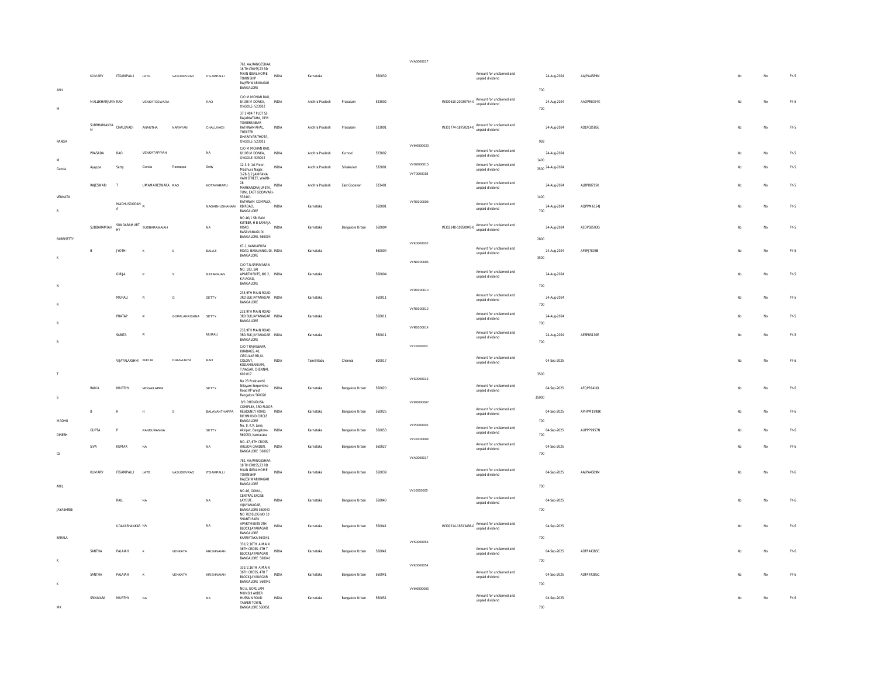| | | | | | | | | | | | | | | | | | | | | |
|---|---|---|---|---|---|---|---|---|---|---|---|---|---|---|---|---|---|---|---|---|
| ANIL | KUMARV | ITGAMPALLI | LATE | VASUDEVRAO | ITGAMPALLI | 762, AA/RANGESHAA; 18 TH CROSS,23 RD MAIN IDEAL HOME TOWNSHIP RAJESHWARINAGAR BANGALORE | INDIA | Karnataka | | 560039 | VYA0000017 | | Amount for unclaimed and unpaid dividend | 700 | 24-Aug-2024 | AAJPA4589M | | No | No | FY-5 |
| M | MALLIKHARJUNA | RAO | VENKATESWARA | | RAO | C/O M MOHAN RAO, 8/108 M DONKA, ONGOLE-523002 | INDIA | Andhra Pradesh | Prakasam | 523002 | | IN300610-20030764-0 | Amount for unclaimed and unpaid dividend | 700 | 24-Aug-2024 | AAOPR8074K | | No | No | FY-5 |
| RANGA | SUBRHAMANYA M | CHALUVADI | ANANTHA | NARAYAN | CHALUVADI | 37 1 404 7 PLOT 55 RAJAMATAHA, DEVI TOWERS NEAR RATHNAMAHAL, THEATER DHARAVARITHOTA, ONGOLE-523001 | INDIA | Andhra Pradesh | Prakasam | 523001 | | IN301774-18750214-0 | Amount for unclaimed and unpaid dividend | 938 | 24-Aug-2024 | ADLPC8585E | | No | No | FY-5 |
| M | PRASADA | RAO | VENKATAPPIAH | | NA | C/O M MOHAN RAO, 8/108 M DONKA, ONGOLE-523002 | INDIA | Andhra Pradesh | Kurnool | 523002 | VYM0000020 | | Amount for unclaimed and unpaid dividend | 1400 | 24-Aug-2024 | | | No | No | FY-5 |
| Gunda | Ayappa | Setty | Gunda | Ramappa | Setty | 12-3-9, 1st Floor, Madhura Nagar, | INDIA | Andhra Pradesh | Srikakulam | 532001 | VYG0000015 | | Amount for unclaimed and unpaid dividend | 3500 | 24-Aug-2024 | | | No | No | FY-5 |
| VENKATA | RAJESWARI | T | UMAMAHESWARA | RAO | KOTAVARAPU | 3-28-3/2 JAMPANA VARI STREET, WARD-28 MARKANDRAJUPETA, TUNI, EAST GODAVARI-533401 | INDIA | Andhra Pradesh | East Godavari | 533401 | VYT0000018 | | Amount for unclaimed and unpaid dividend | 1400 | 24-Aug-2024 | AJDPR8715K | | No | No | FY-5 |
| R | | MADHUSOODAN A | R | | NAGABHUSHANAM | RATHNAM COMPLEX, KB ROAD, BANGALORE | INDIA | Karnataka | | 560001 | VYR0000008 | | Amount for unclaimed and unpaid dividend | 700 | 24-Aug-2024 | AQPPM6154J | | No | No | FY-5 |
| PABBISETTY | SUBBARAMIAH | SUNDARAMURTHY | SUBBARAMAIAH | | NA | NO 46/1 SRI RAM KUTEER, H B SAMAJA ROAD, BASAVANAGUDI, BANGALORE, 560004 | INDIA | Karnataka | Bangalore Urban | 560004 | | IN302148-10850945-0 | Amount for unclaimed and unpaid dividend | 2800 | 24-Aug-2024 | AEOPS9503G | | No | No | FY-5 |
| K | B | JYOTHI | K | S | BALAJI | 67-1, KANKAPURA ROAD, BASAVANGUDI, BANGALORE | INDIA | Karnataka | | 560004 | VYK0000002 | | Amount for unclaimed and unpaid dividend | 3500 | 24-Aug-2024 | AFEPJ7803B | | No | No | FY-5 |
| N | | GIRIJA | P | S | NATARAJAN | C/O T.N.SRINIVASAN NO. 103, SAI APARTMENTS, NO.2, K.R.ROAD, BANGALORE | INDIA | Karnataka | | 560004 | VYN0000006 | | Amount for unclaimed and unpaid dividend | 700 | 24-Aug-2024 | | | No | No | FY-5 |
| R | | MURALI | R | G | SETTY | 233,9TH MAIN ROAD 3RD BLK JAYANAGAR BANGALORE | INDIA | Karnataka | | 560011 | VYR0000010 | | Amount for unclaimed and unpaid dividend | 700 | 24-Aug-2024 | | | No | No | FY-5 |
| R | | PRATAP | R | GOPALAKRISHNA | SETTY | 233,9TH MAIN ROAD 3RD BLK JAYANAGAR BANGALORE | INDIA | Karnataka | | 560011 | VYR0000012 | | Amount for unclaimed and unpaid dividend | 700 | 24-Aug-2024 | | | No | No | FY-5 |
| R | | SABITA | R | | MURALI | 233,9TH MAIN ROAD 3RD BLK JAYANAGAR BANGALORE | INDIA | Karnataka | | 560011 | VYR0000014 | | Amount for unclaimed and unpaid dividend | 700 | 24-Aug-2024 | AESPR5130E | | No | No | FY-5 |
| T | | VIJAYALAKSHMI | BHOJA | DHANAJAYA | RAO | C/O T RAJASEKAR, KHABAGS, 40, CIRCULAR RD,UI-COLONY, KODAMBAKKAM, T.NAGAR, CHENNAI, 600 017 | INDIA | Tamil Nadu | Chennai | 600017 | VYJ0000003 | | Amount for unclaimed and unpaid dividend | 3500 | 04-Sep-2025 | | | No | No | FY-6 |
| S | RAMA | MURTHY | MOGAILAPPA | | SETTY | No 23 Prashanthi Nilayam Serpentine Road KP West Bangalore 560020 | INDIA | Karnataka | Bangalore Urban | 560020 | VYS0000013 | | Amount for unclaimed and unpaid dividend | 35000 | 04-Sep-2025 | AFQPR1416L | | No | No | FY-6 |
| MADHU | B | H | H | S | BALAVANTHAPPA | 9/1 DHONDUSA COMPLEX, 3RD FLOOR RESIDENCY ROAD, RICHMOND CIRCLE BANGALORE | INDIA | Karnataka | Bangalore Urban | 560025 | VYM0000067 | | Amount for unclaimed and unpaid dividend | 700 | 04-Sep-2025 | APHPM1998K | | No | No | FY-6 |
| DINESH | GUPTA | P | PANDURANGA | | SETTY | No. 8, K.V. Lane, Akkipet, Bangalore-560053, Karnataka | INDIA | Karnataka | Bangalore Urban | 560053 | VYP0000005 | | Amount for unclaimed and unpaid dividend | 700 | 04-Sep-2025 | AIJPP9957N | | No | No | FY-6 |
| CS | SIVA | KUMAR | NA | | NA | NO. 47, 6TH CROSS, WILSON GARDEN, BANGALORE 560027 | INDIA | Karnataka | Bangalore Urban | 560027 | VYC0000009 | | Amount for unclaimed and unpaid dividend | 700 | 04-Sep-2025 | | | No | No | FY-6 |
| ANIL | KUMARV | ITGAMPALLI | LATE | VASUDEVRAO | ITGAMPALLI | 762, AA/RANGESHAA; 18 TH CROSS,23 RD MAIN IDEAL HOME TOWNSHIP RAJESHWARINAGAR BANGALORE | INDIA | Karnataka | Bangalore Urban | 560039 | VYA0000017 | | Amount for unclaimed and unpaid dividend | 700 | 04-Sep-2025 | AAJPA4589M | | No | No | FY-6 |
| JAYASHREE | | RAIL | NA | | NA | NO.46, GOKUL, CENTRAL EXCISE LAYOUT, VIJAYANAGAR, BANGALORE 560040 | INDIA | Karnataka | Bangalore Urban | 560040 | VYJ0000005 | | Amount for unclaimed and unpaid dividend | 700 | 04-Sep-2025 | | | No | No | FY-6 |
| SARALA | | UDAYASHANKAR | NA | | NA | NO 702 BLDG NO 10 SHANTI PARK APARTMENTS 9TH BLOCK JAYANAGAR BANGALORE KARNATAKA 560041 | INDIA | Karnataka | Bangalore Urban | 560041 | | IN300214-16813486-0 | Amount for unclaimed and unpaid dividend | 700 | 04-Sep-2025 | | | No | No | FY-6 |
| K | SANTHA | PALAIAH | K | VENKATA | KRISHNAIAH | 331/2,16TH A MAIN 36TH CROSS, 4TH T BLOCK JAYANAGAR BANGALORE 560041 | INDIA | Karnataka | Bangalore Urban | 560041 | VYK0000053 | | Amount for unclaimed and unpaid dividend | 700 | 04-Sep-2025 | ADFPK4385C | | No | No | FY-6 |
| K | SANTHA | PALAIAH | K | VENKATA | KRISHNAIAH | 331/2,16TH A MAIN 36TH CROSS, 4TH T BLOCK JAYANAGAR BANGALORE 560041 | INDIA | Karnataka | Bangalore Urban | 560041 | VYK0000054 | | Amount for unclaimed and unpaid dividend | 700 | 04-Sep-2025 | ADFPK4385C | | No | No | FY-6 |
| MK | SRINIVASA | MURTHY | NA | | NA | NO.6, GOKULAM MUNSHI AKBER HUSSAIN ROAD TASKER TOWN, BANGALORE 560051 | INDIA | Karnataka | Bangalore Urban | 560051 | VYM0000005 | | Amount for unclaimed and unpaid dividend | 700 | 04-Sep-2025 | | | No | No | FY-6 |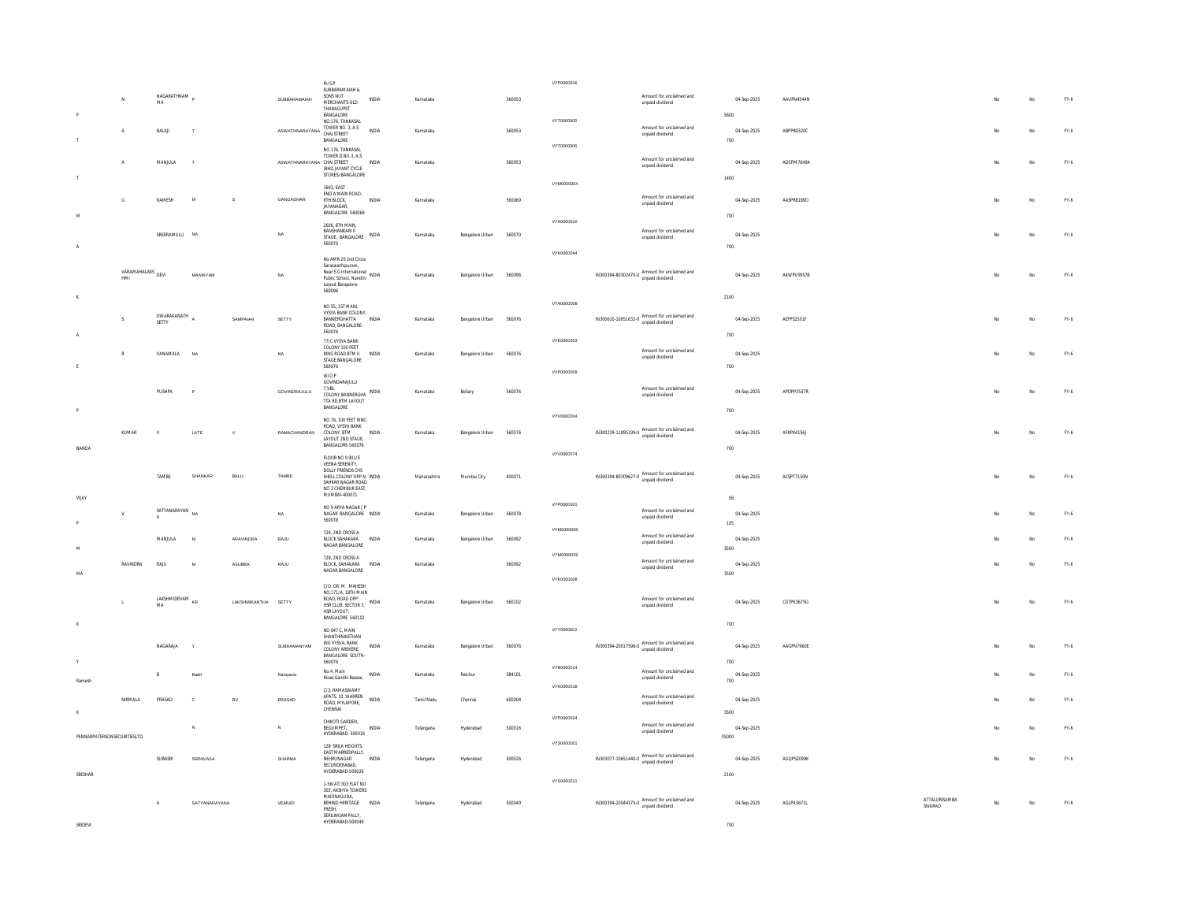| | | | | | | | | | | | | | | | | | | | | |
|---|---|---|---|---|---|---|---|---|---|---|---|---|---|---|---|---|---|---|---|---|
| P | N | NAGARATHNAMMA | P | | SUBBARAMAIAH | M/S P SUBBARAMAIAH & SONS NUT MERCHANTS OLD THARAGUPET BANGALORE | INDIA | Karnataka | | 560053 | VYP0000016 | | Amount for unclaimed and unpaid dividend | 5600 | 04-Sep-2025 | AAUPN4544N | | No | No | FY-6 |
| T | A | BALAJI | T | | ASWATHNARAYANA | NO.176, TANKASAL TOWER NO. 3, A.S CHAI STREET BANGALORE | INDIA | Karnataka | | 560053 | VYT0000005 | | Amount for unclaimed and unpaid dividend | 700 | 04-Sep-2025 | ABPPB0320C | | No | No | FY-6 |
| T | A | MANJULA | T | | ASWATHNARAYANA | NO.176, TANKASAL TOWER D.NO.3, A.S CHAI STREET (BHD.JAYANT CYCLE STORES) BANGALORE | INDIA | Karnataka | | 560053 | VYT0000006 | | Amount for unclaimed and unpaid dividend | 1400 | 04-Sep-2025 | ADCPM7649A | | No | No | FY-6 |
| M | G | RAMESH | M | S | GANGADHAR | 1693, EAST END 'A' MAIN ROAD, 9TH BLOCK, JAYANAGAR, BANGALORE 560069 | INDIA | Karnataka | | 560069 | VYM0000004 | | Amount for unclaimed and unpaid dividend | 700 | 04-Sep-2025 | AASPR8189D | | No | No | FY-6 |
| A | | SREERAMULU | NA | | NA | 2606, 8TH MAIN, BANSHANKARI II STAGE, BANGALORE 560070 | INDIA | Karnataka | Bangalore Urban | 560070 | VYA0000010 | | Amount for unclaimed and unpaid dividend | 700 | 04-Sep-2025 | | | No | No | FY-6 |
| K | VARAMAHALAKSHMI | DEVI | MANIKYAM | | NA | No AMR 20 2nd Cross Saraswathipuram, Near S G International Public School, Nandini Layout Bangalore-560096 | INDIA | Karnataka | Bangalore Urban | 560096 | VYK0000044 | IN300394-80302470-0 | Amount for unclaimed and unpaid dividend | 2100 | 04-Sep-2025 | AKWPV3957B | | No | No | FY-6 |
| A | S | DWARAKANATH SETTY | A | SAMPAIAH | SETTY | NO 55, 1ST MAIN, VYSYA BANK COLONY, BANNERGHATTA ROAD, BANGALORE-560076 | INDIA | Karnataka | Bangalore Urban | 560076 | VYA0000008 | IN300610-10051632-0 | Amount for unclaimed and unpaid dividend | 700 | 04-Sep-2025 | AEFPS2501F | | No | No | FY-6 |
| E | R | VANAMALA | NA | | NA | 77/C VYSYA BANK COLONY 100 FEET RING ROAD BTM II STAGE BANGALORE 560076 | INDIA | Karnataka | Bangalore Urban | 560076 | VYE0000003 | | Amount for unclaimed and unpaid dividend | 700 | 04-Sep-2025 | | | No | No | FY-6 |
| P | | PUSHPA | P | | GOVINDRAJULU | W/O P GOVINDARAJULU 7,VBL COLONY,BANNERGHATTA RD,BTM LAYOUT BANGALORE | INDIA | Karnataka | Bellary | 560076 | VYP0000009 | | Amount for unclaimed and unpaid dividend | 700 | 04-Sep-2025 | APDPP3537R | | No | No | FY-6 |
| NANDA | KUMAR | V | LATE | V | RAMACHANDRAN | NO.76, 100 FEET RING ROAD, VYSYA BANK COLONY, BTM LAYOUT 2ND STAGE, BANGALORE-560076 | INDIA | Karnataka | Bangalore Urban | 560076 | VYV0000004 | IN300239-11895199-0 | Amount for unclaimed and unpaid dividend | 700 | 04-Sep-2025 | AFKPK4156J | | No | No | FY-6 |
| VIJAY | | TAMBE | SHANKAR | BALU | TAMBE | FLOOR NO 9 901/E VEENA SERENITY, DOLLY FRIENDS CHS SHELL COLONY OPP N, SAHKAR NAGAR ROAD NO 3 CHEMBUR EAST, MUMBAI-400071 | INDIA | Maharashtra | Mumbai City | 400071 | VYV0000074 | IN300394-80309627-0 | Amount for unclaimed and unpaid dividend | 56 | 04-Sep-2025 | ACSPT7150N | | No | No | FY-6 |
| P | V | SATYANARAYANA | NA | | NA | NO 9 ARYA NAGAR J P NAGAR BANGALORE 560078 | INDIA | Karnataka | Bangalore Urban | 560078 | VYP0000001 | | Amount for unclaimed and unpaid dividend | 105 | 04-Sep-2025 | | | No | No | FY-6 |
| M | | MANJULA | M | ARAVINDRA | RAJU | 729, 2ND CROSS A BLOCK SAHAKARA NAGAR BANGALORE | INDIA | Karnataka | Bangalore Urban | 560092 | VYM0000008 | | Amount for unclaimed and unpaid dividend | 3500 | 04-Sep-2025 | | | No | No | FY-6 |
| MA | RAVINDRA | RAJU | M | ASUBBA | RAJU | 729, 2ND CROSS A BLOCK, SAHAKARA NAGAR BANGALORE | INDIA | Karnataka | | 560092 | VYM0000029 | | Amount for unclaimed and unpaid dividend | 3500 | 04-Sep-2025 | | | No | No | FY-6 |
| K | L | LAKSHMIDEVAMMA | KR | LAKSHMIKANTHA | SETTY | C/O. DR. M . MAHESH NO.171/A, 18TH MAIN ROAD, ROAD OPP. HSR CLUB, SECTOR 3, HSR LAYOUT, BANGALORE 560102 | INDIA | Karnataka | Bangalore Urban | 560102 | VYK0000008 | | Amount for unclaimed and unpaid dividend | 700 | 04-Sep-2025 | CGTPK3675G | | No | No | FY-6 |
| Y | | NAGARAJA | Y | | SUBRAMANYAM | NO 647 C, MAIN SHANTHINIKETHAN ING VYSVA, BANK COLONY AREKERE, BANGALORE SOUTH-560076 | INDIA | Karnataka | Bangalore Urban | 560076 | VYY0000002 | IN300394-20017596-0 | Amount for unclaimed and unpaid dividend | 700 | 04-Sep-2025 | AAGPN7960E | | No | No | FY-6 |
| Ramesh | | B | Badri | | Narayana | No.4, Main Road,Gandhi Bazaar, | INDIA | Karnataka | Raichur | 584101 | VYB0000014 | | Amount for unclaimed and unpaid dividend | 700 | 04-Sep-2025 | | | No | No | FY-6 |
| K | NIRMALA | PRASAD | C | RV | PRASAD | C/3, RAMASWAMY APATS. 10, WARREN ROAD, MYLAPORE, CHENNAI | INDIA | Tamil Nadu | Chennai | 600004 | VYK0000018 | | Amount for unclaimed and unpaid dividend | 3500 | 04-Sep-2025 | | | No | No | FY-6 |
| PENNARPATERSONSECURITIESLTD | | | N | | N | CHIKOTI GARDEN, BEGUMPET, HYDERABAD- 500016 | INDIA | Telangana | Hyderabad | 500016 | VYP0000024 | | Amount for unclaimed and unpaid dividend | 35000 | 04-Sep-2025 | | | No | No | FY-6 |
| SRIDHAR | | SUBASRI | SRINIVASA | | SHARMA | 128 SRILA HEIGHTS, EAST MARREDPALLY, NEHRUNAGAR SECUNDERABAD, HYDERABAD-500026 | INDIA | Telangana | Hyderabad | 500026 | VYS0000001 | IN303077-10651440-0 | Amount for unclaimed and unpaid dividend | 2100 | 04-Sep-2025 | AGQPS2099K | | No | No | FY-6 |
| SRIDEVI | | A | SATYANARAYANA | | VEMURI | 1-56/AT/303 FLAT NO 303, AKSHYA TOWERS MADINAGUDA, BEHIND HERITAGE FRESH, SERILINGAMPALLY, HYDERABAD-500049 | INDIA | Telangana | Hyderabad | 500049 | VYS0000011 | IN300394-20044175-0 | Amount for unclaimed and unpaid dividend | 700 | 04-Sep-2025 | AGLPA3671L | ATTALURISAMBA SIVARAO | No | No | FY-6 |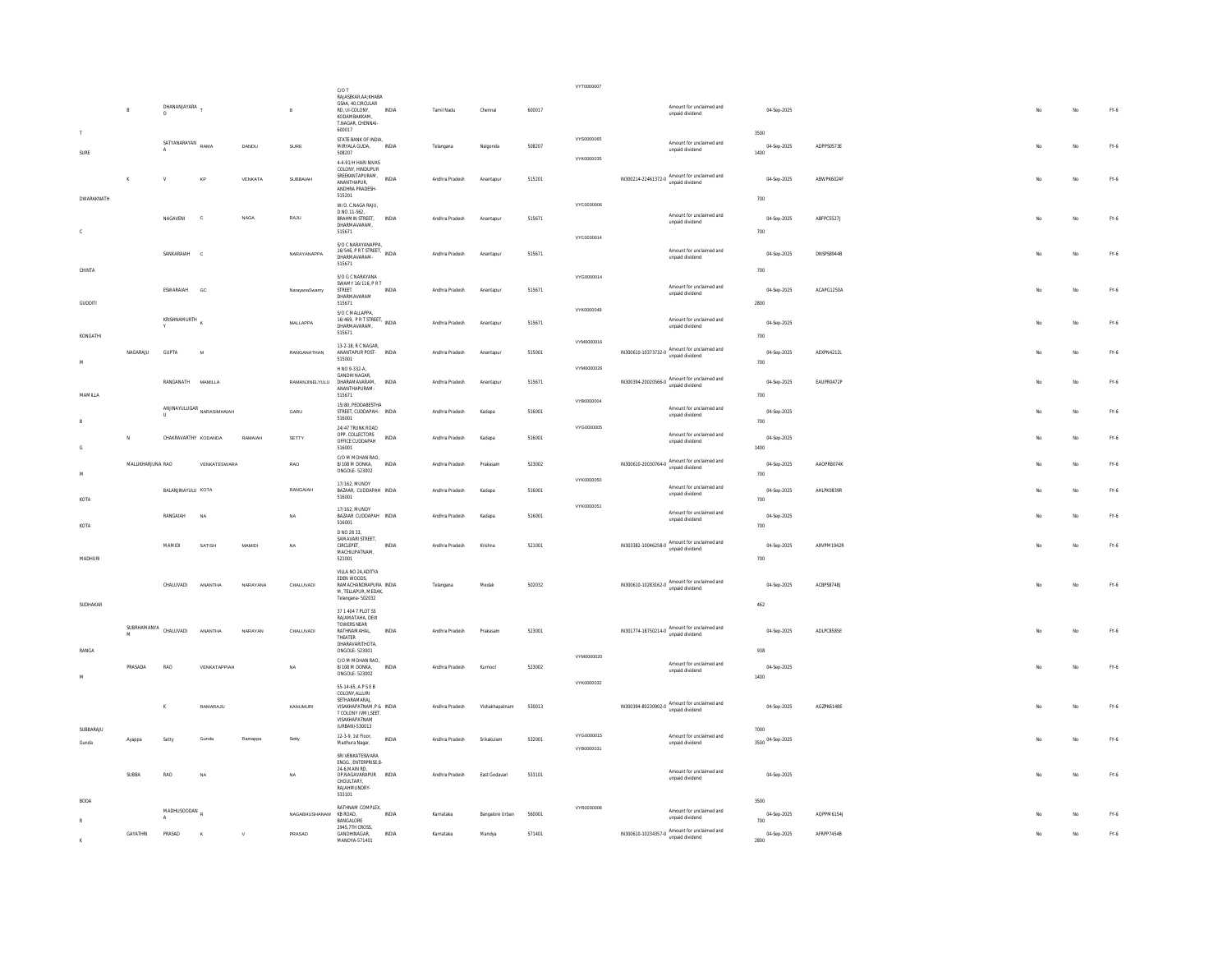| | | | | | | | | | | | | | | | | | | | |
|---|---|---|---|---|---|---|---|---|---|---|---|---|---|---|---|---|---|---|---|
| T | B | DHANANJAYARAO | T | | B | C/O T RAJASEKAR,AA,KHABA GSAA, 40,CIRCULAR RD, UI-COLONY, KODAMBAKKAM, T.NAGAR, CHENNAI-600017 | INDIA | Tamil Nadu | Chennai | 600017 | VYT0000007 | | Amount for unclaimed and unpaid dividend | 3500 | 04-Sep-2025 | | No | No | FY-6 |
| SURE | | SATYANARAYANA | RAMA | DANDU | SURE | STATE BANK OF INDIA, MIRYALA GUDA, 508207 | INDIA | Telangana | Nalgonda | 508207 | VYS0000065 | | Amount for unclaimed and unpaid dividend | 1400 | 04-Sep-2025 | ADPPS0573E | No | No | FY-6 |
| DWARAKNATH | K | V | KP | VENKATA | SUBBAIAH | 4-4-91/H HARI NIVAS COLONY, HINDUPUR SREEKANTAPURAM, ANANTHAPUR, ANDHRA PRADESH-515201 | INDIA | Andhra Pradesh | Anantapur | 515201 | VYK0000035 | IN300214-22461372-0 | Amount for unclaimed and unpaid dividend | 700 | 04-Sep-2025 | ABWPK6024F | No | No | FY-6 |
| C | | NAGAVENI | C | NAGA | RAJU | W/O. C.NAGA RAJU, D.NO.11-562, BRAHMIN STREET, DHARMAVARAM, 515671 | INDIA | Andhra Pradesh | Anantapur | 515671 | VYC0000006 | | Amount for unclaimed and unpaid dividend | 700 | 04-Sep-2025 | ABFPC5527J | No | No | FY-6 |
| CHINTA | | SANKARAIAH | C | | NARAYANAPPA | S/O C NARAYANAPPA, 16/546, P R T STREET, DHARMAVARAM-515671 | INDIA | Andhra Pradesh | Anantapur | 515671 | VYC0000014 | | Amount for unclaimed and unpaid dividend | 700 | 04-Sep-2025 | DNSPS8944B | No | No | FY-6 |
| GUDDITI | | ESWARAIAH | GC | | NarayanaSwamy | S/O G C NARAYANA SWAMY 16/116, P R T STREET DHARMAVARAM 515671 | INDIA | Andhra Pradesh | Anantapur | 515671 | VYG0000014 | | Amount for unclaimed and unpaid dividend | 2800 | 04-Sep-2025 | ACAPG1250A | No | No | FY-6 |
| KONGATHI | | KRISHNAMURTHY | K | | MALLAPPA | S/O C MALLAPPA, 16/469, P R T STREET, DHARMAVARAM, 515671 | INDIA | Andhra Pradesh | Anantapur | 515671 | VYK0000049 | | Amount for unclaimed and unpaid dividend | 700 | 04-Sep-2025 | | No | No | FY-6 |
| M | NAGARAJU | GUPTA | M | | RANGANATHAN | 13-2-18, R C NAGAR, ANANTAPUR POST-515001 | INDIA | Andhra Pradesh | Anantapur | 515001 | VYM0000016 | IN300610-10373732-0 | Amount for unclaimed and unpaid dividend | 700 | 04-Sep-2025 | AEXPN4212L | No | No | FY-6 |
| MAMILLA | | RANGANATH | MAMILLA | | RAMANJINELYULU | H NO 9-332-A, GANDHI NAGAR, DHARAMAVARAM, ANANTHAPURAM-515671 | INDIA | Andhra Pradesh | Anantapur | 515671 | VYM0000026 | IN300394-20020566-0 | Amount for unclaimed and unpaid dividend | 700 | 04-Sep-2025 | EAUPR0472P | No | No | FY-6 |
| B | | ANJINAYULUGARU | NARASIMHAIAH | | GARU | 15/80, PEDDABESTHA STREET, CUDDAPAH-516001 | INDIA | Andhra Pradesh | Kadapa | 516001 | VYB0000004 | | Amount for unclaimed and unpaid dividend | 700 | 04-Sep-2025 | | No | No | FY-6 |
| G | N | CHAKRAVARTHY | KODANDA | RAMAIAH | SETTY | 24/47 TRUNK ROAD OPP. COLLECTORS OFFICE CUDDAPAH 516001 | INDIA | Andhra Pradesh | Kadapa | 516001 | VYG0000005 | | Amount for unclaimed and unpaid dividend | 1400 | 04-Sep-2025 | | No | No | FY-6 |
| M | MALLIKHARJUNA | RAO | VENKATESWARA | | RAO | C/O M MOHAN RAO, 8/108 M DONKA, ONGOLE- 523002 | INDIA | Andhra Pradesh | Prakasam | 523002 | | IN300610-20030764-0 | Amount for unclaimed and unpaid dividend | 700 | 04-Sep-2025 | AAOPR8074K | No | No | FY-6 |
| KOTA | | BALANJINAYULU | KOTA | | RANGAIAH | 17/162, MUNDY BAZAAR, CUDDAPAH 516001 | INDIA | Andhra Pradesh | Kadapa | 516001 | VYK0000050 | | Amount for unclaimed and unpaid dividend | 700 | 04-Sep-2025 | AHLPK0839R | No | No | FY-6 |
| KOTA | | RANGAIAH | NA | | NA | 17/162, MUNDY BAZAAR CUDDAPAH 516001 | INDIA | Andhra Pradesh | Kadapa | 516001 | VYK0000051 | | Amount for unclaimed and unpaid dividend | 700 | 04-Sep-2025 | | No | No | FY-6 |
| MADHURI | | MAMIDI | SATISH | MAMIDI | NA | D NO 28 33, SAMAVARI STREET, CIRCLEPET, MACHILIPATNAM, 521001 | INDIA | Andhra Pradesh | Krishna | 521001 | | IN303382-10046258-0 | Amount for unclaimed and unpaid dividend | 700 | 04-Sep-2025 | ARVPM1942R | No | No | FY-6 |
| SUDHAKAR | | CHALUVADI | ANANTHA | NARAYANA | CHALUVADI | VILLA NO 24,ADITYA EDEN WOODS, RAMACHANDRAPURA M, TELLAPUR, MEDAK, Telangana- 502032 | INDIA | Telangana | Medak | 502032 | | IN300610-10283162-0 | Amount for unclaimed and unpaid dividend | 462 | 04-Sep-2025 | ACBPS8748J | No | No | FY-6 |
| RANGA | SUBRAHMANYA M | CHALUVADI | ANANTHA | NARAYAN | CHALUVADI | 37 1 404 7 PLOT 55 RAJAMATAHA, DEVI TOWERS NEAR RATHNAMAHAL THEATER DHARAVARITHOTA, ONGOLE- 523001 | INDIA | Andhra Pradesh | Prakasam | 523001 | | IN301774-18750214-0 | Amount for unclaimed and unpaid dividend | 938 | 04-Sep-2025 | ADLPC8585E | No | No | FY-6 |
| M | PRASADA | RAO | VENKATAPPAIAH | | NA | C/O M MOHAN RAO, 8/108 M DONKA, ONGOLE- 523002 | INDIA | Andhra Pradesh | Kurnool | 523002 | VYM0000020 | | Amount for unclaimed and unpaid dividend | 1400 | 04-Sep-2025 | | No | No | FY-6 |
| SUBBARAJU | | K | RAMARAJU | | KANUMURI | 55-14-65, A P S E B COLONY,ALLURI SETHARAMARAJ, VISAKHAPATNAM,P & T COLONY (VM),SEET, VISAKHAPATNAM (URBAN)-530013 | INDIA | Andhra Pradesh | Vishakhapatnam | 530013 | VYK0000032 | IN300394-80230902-0 | Amount for unclaimed and unpaid dividend | 7000 | 04-Sep-2025 | AGZPK6148E | No | No | FY-6 |
| Gunda | Ayappa | Setty | Gunda | Ramappa | Setty | 12-3-9, 1st Floor, Madhura Nagar, | INDIA | Andhra Pradesh | Srikakulam | 532001 | VYG0000015 | | Amount for unclaimed and unpaid dividend | 3500 | 04-Sep-2025 | | No | No | FY-6 |
| BODA | SUBBA | RAO | NA | | NA | SRI VENKATESWARA ENGG., ENTERPRISE,8-24-6,MAIN RD, OP.NAGAVARAPUR CHOULTARY, RAJAHMUNDRY-533101 | INDIA | Andhra Pradesh | East Godavari | 533101 | VYB0000031 | | Amount for unclaimed and unpaid dividend | 3500 | 04-Sep-2025 | | No | No | FY-6 |
| R | | MADHUSODDAN A | R | | NAGABHUSHANAM | RATHNAM COMPLEX, KB ROAD, BANGALORE | INDIA | Karnataka | Bangalore Urban | 560001 | VYR0000008 | | Amount for unclaimed and unpaid dividend | 700 | 04-Sep-2025 | AQPPM6154J | No | No | FY-6 |
| K | GAYATHRI | PRASAD | K | V | PRASAD | 2845,7TH CROSS, GANDHINAGAR, MANDYA-571401 | INDIA | Karnataka | Mandya | 571401 | | IN300610-10234357-0 | Amount for unclaimed and unpaid dividend | 2800 | 04-Sep-2025 | AFRPP7454B | No | No | FY-6 |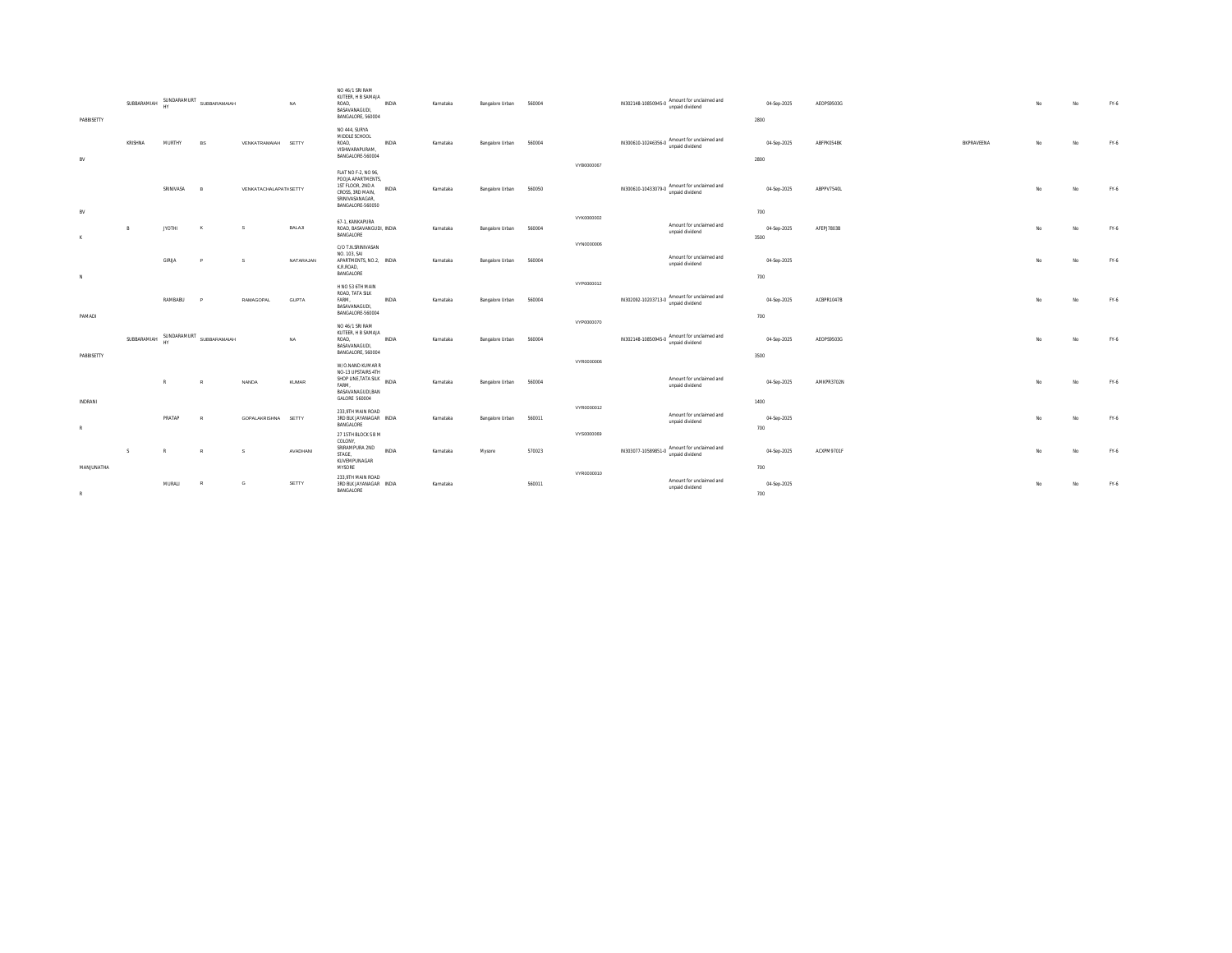| | | | | | | | | | | | | | | | | | | | | |
|---|---|---|---|---|---|---|---|---|---|---|---|---|---|---|---|---|---|---|---|---|
| PABBISETTY | SUBBARAMIAH | SUNDARAMURTHY | SUBBARAMAIAH | | NA | NO 46/1 SRI RAM KUTEER, H B SAMAJA ROAD, BASAVANAGUDI, BANGALORE, 560004 | INDIA | Karnataka | Bangalore Urban | 560004 | | IN302148-10850945-0 | Amount for unclaimed and unpaid dividend | 2800 | 04-Sep-2025 | AEOPS9503G | | No | No | FY-6 |
| BV | KRISHNA | MURTHY | BS | VENKATRAMAIAH | SETTY | NO 444, SURYA MIDDLE SCHOOL ROAD, VISHWARAPURAM, BANGALORE-560004 | INDIA | Karnataka | Bangalore Urban | 560004 | | IN300610-10246356-0 | Amount for unclaimed and unpaid dividend | 2800 | 04-Sep-2025 | ABFPK0548K | BKPRAVEENA | No | No | FY-6 |
| BV | | SRINIVASA | B | VENKATACHALAPATHI | SETTY | FLAT NO F-2, NO 96, POOJA APARTMENTS, 1ST FLOOR, 2ND A CROSS, 3RD MAIN, SRINIVASANAGAR, BANGALORE-560050 | INDIA | Karnataka | Bangalore Urban | 560050 | VYB0000067 | IN300610-10433079-0 | Amount for unclaimed and unpaid dividend | 700 | 04-Sep-2025 | ABPPV7540L | | No | No | FY-6 |
| K | B | JYOTHI | K | S | BALAJI | 67-1, KANKAPURA ROAD, BASAVANGUDI, BANGALORE | INDIA | Karnataka | Bangalore Urban | 560004 | VYK0000002 | | Amount for unclaimed and unpaid dividend | 3500 | 04-Sep-2025 | AFEPJ7803B | | No | No | FY-6 |
| N | | GIRIJA | P | S | NATARAJAN | C/O T.N.SRINIVASAN NO. 103, SAI APARTMENTS, NO.2, K.R.ROAD, BANGALORE | INDIA | Karnataka | Bangalore Urban | 560004 | VYN0000006 | | Amount for unclaimed and unpaid dividend | 700 | 04-Sep-2025 | | | No | No | FY-6 |
| PAMADI | | RAMBABU | P | RAMAGOPAL | GUPTA | H NO 53 6TH MAIN ROAD, TATA SILK FARM, BASAVANAGUDI, BANGALORE-560004 | INDIA | Karnataka | Bangalore Urban | 560004 | VYP0000012 | IN302092-10203713-0 | Amount for unclaimed and unpaid dividend | 700 | 04-Sep-2025 | ACBPR1047B | | No | No | FY-6 |
| PABBISETTY | SUBBARAMIAH | SUNDARAMURTHY | SUBBARAMAIAH | | NA | NO 46/1 SRI RAM KUTEER, H B SAMAJA ROAD, BASAVANAGUDI, BANGALORE, 560004 | INDIA | Karnataka | Bangalore Urban | 560004 | VYP0000070 | IN302148-10850945-0 | Amount for unclaimed and unpaid dividend | 3500 | 04-Sep-2025 | AEOPS9503G | | No | No | FY-6 |
| INDRANI | | R | R | NANDA | KUMAR | W/O.NAND KUMAR R NO-13 UPSTAIRS 4TH SHOP LINE,TATA SILK FARM, BASAVANAGUDI,BANGALORE 560004 | INDIA | Karnataka | Bangalore Urban | 560004 | VYR0000006 | | Amount for unclaimed and unpaid dividend | 1400 | 04-Sep-2025 | AMKPR3702N | | No | No | FY-6 |
| R | | PRATAP | R | GOPALAKRISHNA | SETTY | 233,9TH MAIN ROAD 3RD BLK JAYANAGAR BANGALORE | INDIA | Karnataka | Bangalore Urban | 560011 | VYR0000012 | | Amount for unclaimed and unpaid dividend | 700 | 04-Sep-2025 | | | No | No | FY-6 |
| MANJUNATHA | S | R | R | S | AVADHANI | 27 15TH BLOCK S B M COLONY, SRIRAMPURA 2ND STAGE, KUVEMPUNAGAR MYSORE | INDIA | Karnataka | Mysore | 570023 | VYS0000089 | IN303077-10589851-0 | Amount for unclaimed and unpaid dividend | 700 | 04-Sep-2025 | ACXPM9701F | | No | No | FY-6 |
| R | | MURALI | R | G | SETTY | 233,9TH MAIN ROAD 3RD BLK JAYANAGAR BANGALORE | INDIA | Karnataka | | 560011 | VYR0000010 | | Amount for unclaimed and unpaid dividend | 700 | 04-Sep-2025 | | | No | No | FY-6 |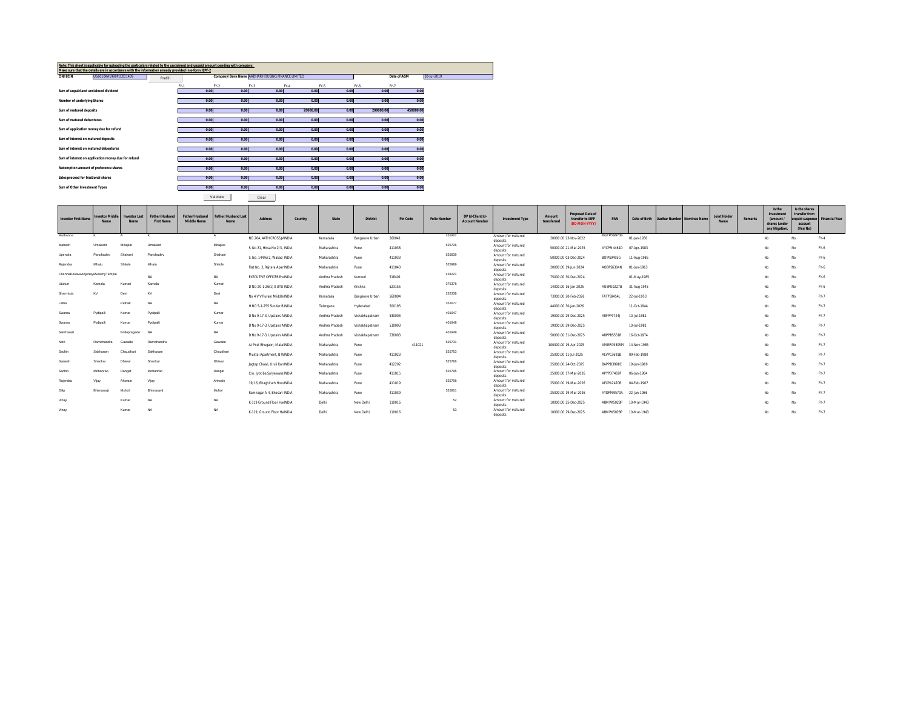**Note: This sheet is applicable for uploading the particulars related to the unclaimed and unpaid amount pending with company.**
**Make sure that the details are in accordance with the information already provided in e-form IEPF-2**

| CIN/BCIN | U66010KA1990PLC011409 | Prefill | Company/Bank Name | AADHAR HOUSING FINANCE LIMITED | Date of AGM | 30-Jul-2019 |
|---|---|---|---|---|---|---|

| | FY-1 | FY-2 | FY-3 | FY-4 | FY-5 | FY-6 | FY-7 |
|---|---|---|---|---|---|---|---|
| Sum of unpaid and unclaimed dividend | 0.00 | 0.00 | 0.00 | 0.00 | 0.00 | 0.00 | 0.00 |
| Number of underlying Shares | 0.00 | 0.00 | 0.00 | 0.00 | 0.00 | 0.00 | 0.00 |
| Sum of matured deposits | 0.00 | 0.00 | 0.00 | 20000.00 | 0.00 | 209000.00 | 450000.00 |
| Sum of matured debentures | 0.00 | 0.00 | 0.00 | 0.00 | 0.00 | 0.00 | 0.00 |
| Sum of application money due for refund | 0.00 | 0.00 | 0.00 | 0.00 | 0.00 | 0.00 | 0.00 |
| Sum of interest on matured deposits | 0.00 | 0.00 | 0.00 | 0.00 | 0.00 | 0.00 | 0.00 |
| Sum of interest on matured debentures | 0.00 | 0.00 | 0.00 | 0.00 | 0.00 | 0.00 | 0.00 |
| Sum of interest on application money due for refund | 0.00 | 0.00 | 0.00 | 0.00 | 0.00 | 0.00 | 0.00 |
| Redemption amount of preference shares | 0.00 | 0.00 | 0.00 | 0.00 | 0.00 | 0.00 | 0.00 |
| Sales proceed for fractional shares | 0.00 | 0.00 | 0.00 | 0.00 | 0.00 | 0.00 | 0.00 |
| Sum of Other Investment Types | 0.00 | 0.00 | 0.00 | 0.00 | 0.00 | 0.00 | 0.00 |

Validate | Clear

| Investor First Name | Investor Middle Name | Investor Last Name | Father/Husband First Name | Father/Husband Middle Name | Father/Husband Last Name | Address | Country | State | District | Pin Code | Folio Number | DP Id-Client Id-Account Number | Investment Type | Amount transferred | Proposed Date of transfer to IEPF (DD-MON-YYYY) | PAN | Date of Birth | Aadhar Number | Nominee Name | Joint Holder Name | Remarks | Is the Investment (amount / shares )under any litigation. | Is the shares transfer from unpaid suspense account (Yes/No) | Financial Year |
|---|---|---|---|---|---|---|---|---|---|---|---|---|---|---|---|---|---|---|---|---|---|---|---|---|
| Muthanna | K | A | K | | A | NO.264, 44TH CROSS JAINDIA | | Karnataka | Bangalore Urban | 560041 | 251907 | | Amount for matured deposits | 20000.00 | 23-Nov-2022 | BGTPS9970B | 01-Jan-1930 | | | | | No | No | FY-4 |
| Mahesh | Umakant | Mirajkar | Umakant | | Mirajkar | S.No.31, Hissa No.2/3, INDIA | | Maharashtra | Pune | 411038 | 525726 | | Amount for matured deposits | 50000.00 | 21-Mar-2025 | AYCPM4461D | 07-Apr-1983 | | | | | No | No | FY-6 |
| Upendra | Panchadev | Shahani | Panchadev | | Shahani | S.No. 144/6/2, Wakad INDIA | | Maharashtra | Pune | 411033 | 525839 | | Amount for matured deposits | 50000.00 | 03-Dec-2024 | BOIPS9495G | 11-Aug-1986 | | | | | No | No | FY-6 |
| Rajendra | Mhatu | Shitole | Mhatu | | Shitole | Flat No. 3, Rajtara AparINDIA | | Maharashtra | Pune | 411040 | 525989 | | Amount for matured deposits | 20000.00 | 19-Jun-2024 | AOBPS6304N | 01-Jun-1963 | | | | | No | No | FY-6 |
| ChennaKesavaAnjaneyaSwamyTemple | | | NA | | NA | EXECUTIVE OFFICER RwINDIA | | Andhra Pradesh | Kurnool | 518401 | 428221 | | Amount for matured deposits | 75000.00 | 30-Dec-2024 | | 01-May-1985 | | | | | No | No | FY-6 |
| Utukuri | Kamala | Kumari | Kamala | | Kumari | D NO 20-1-26(1) 0 UTU INDIA | | Andhra Pradesh | Krishna | 523155 | 375378 | | Amount for matured deposits | 14000.00 | 16-Jan-2025 | AUSPU0227B | 31-Aug-1945 | | | | | No | No | FY-6 |
| Sharmista | KV | Devi | KV | | Devi | No 4 V V Puram MiddleINDIA | | Karnataka | Bangalore Urban | 560004 | 252338 | | Amount for matured deposits | 73000.00 | 20-Feb-2026 | FATPS8454L | 22-Jul-1953 | | | | | No | No | FY-7 |
| Latha | | Pathak | NA | | NA | H NO 5-1-255 Sunder BINDIA | | Telangana | Hyderabad | 500195 | 351677 | | Amount for matured deposits | 44000.00 | 30-Jan-2026 | | 11-Oct-1944 | | | | | No | No | FY-7 |
| Swarna | Pydipalli | Kumar | Pydipalli | | Kumar | D No 9-17-3, Upstairs AINDIA | | Andhra Pradesh | Vishakhapatnam | 530003 | 401947 | | Amount for matured deposits | 19000.00 | 29-Dec-2025 | ARFPP9724J | 10-Jul-1981 | | | | | No | No | FY-7 |
| Swarna | Pydipalli | Kumar | Pydipalli | | Kumar | D No 9-17-3, Upstairs AINDIA | | Andhra Pradesh | Vishakhapatnam | 530003 | 401948 | | Amount for matured deposits | 19000.00 | 29-Dec-2025 | | 10-Jul-1981 | | | | | No | No | FY-7 |
| SaiPrasad | | Bollapragade | NA | | NA | D No 9-17-3, Upstairs AINDIA | | Andhra Pradesh | Vishakhapatnam | 530003 | 401949 | | Amount for matured deposits | 50000.00 | 31-Dec-2025 | ARPPB5551R | 16-Oct-1974 | | | | | No | No | FY-7 |
| Nitin | Ramchandra | Gawade | Ramchandra | | Gawade | At Post Bhugaon, MatalINDIA | | Maharashtra | Pune | 411021 | 525731 | | Amount for matured deposits | 100000.00 | 19-Apr-2025 | AMRPG9305M | 14-Nov-1985 | | | | | No | No | FY-7 |
| Sachin | Sakharam | Chaudhari | Sakharam | | Chaudhari | Muktai Apartment, B WINDIA | | Maharashtra | Pune | 411023 | 525753 | | Amount for matured deposits | 25000.00 | 11-Jul-2025 | ALVPC3691B | 09-Feb-1980 | | | | | No | No | FY-7 |
| Ganesh | Shankar | Dhiwar | Shankar | | Dhiwar | Jagtap Chawl, Uruli KanINDIA | | Maharashtra | Pune | 412202 | 525766 | | Amount for matured deposits | 25000.00 | 24-Oct-2025 | BAPPD3998C | 19-Jun-1969 | | | | | No | No | FY-7 |
| Sachin | Mohanrao | Dangat | Mohanrao | | Dangat | C/o. Jyotiba Suryawans INDIA | | Maharashtra | Pune | 411015 | 525795 | | Amount for matured deposits | 25000.00 | 17-Mar-2026 | APYPD7469P | 06-Jan-1984 | | | | | No | No | FY-7 |
| Rajendra | Vijay | Ahiwale | Vijay | | Ahiwale | 18/16, Bhaghirath HousINDIA | | Maharashtra | Pune | 411019 | 525798 | | Amount for matured deposits | 25000.00 | 19-Mar-2026 | AEXPA2470B | 04-Feb-1967 | | | | | No | No | FY-7 |
| Dilip | Bhimarayji | Mohol | Bhimarayji | | Mohol | Ramnagar A-4, Bhosari INDIA | | Maharashtra | Pune | 411039 | 525801 | | Amount for matured deposits | 25000.00 | 19-Mar-2026 | AYDPM9570A | 22-Jan-1986 | | | | | No | No | FY-7 |
| Vinay | | Kumar | NA | | NA | K-119 Ground Floor HaINDIA | | Delhi | New Delhi | 110016 | 52 | | Amount for matured deposits | 10000.00 | 25-Dec-2025 | ABMPK5028P | 10-Mar-1943 | | | | | No | No | FY-7 |
| Vinay | | Kumar | NA | | NA | K-119, Ground Floor HaINDIA | | Delhi | New Delhi | 110016 | 53 | | Amount for matured deposits | 10000.00 | 29-Dec-2025 | ABMPK5028P | 10-Mar-1943 | | | | | No | No | FY-7 |